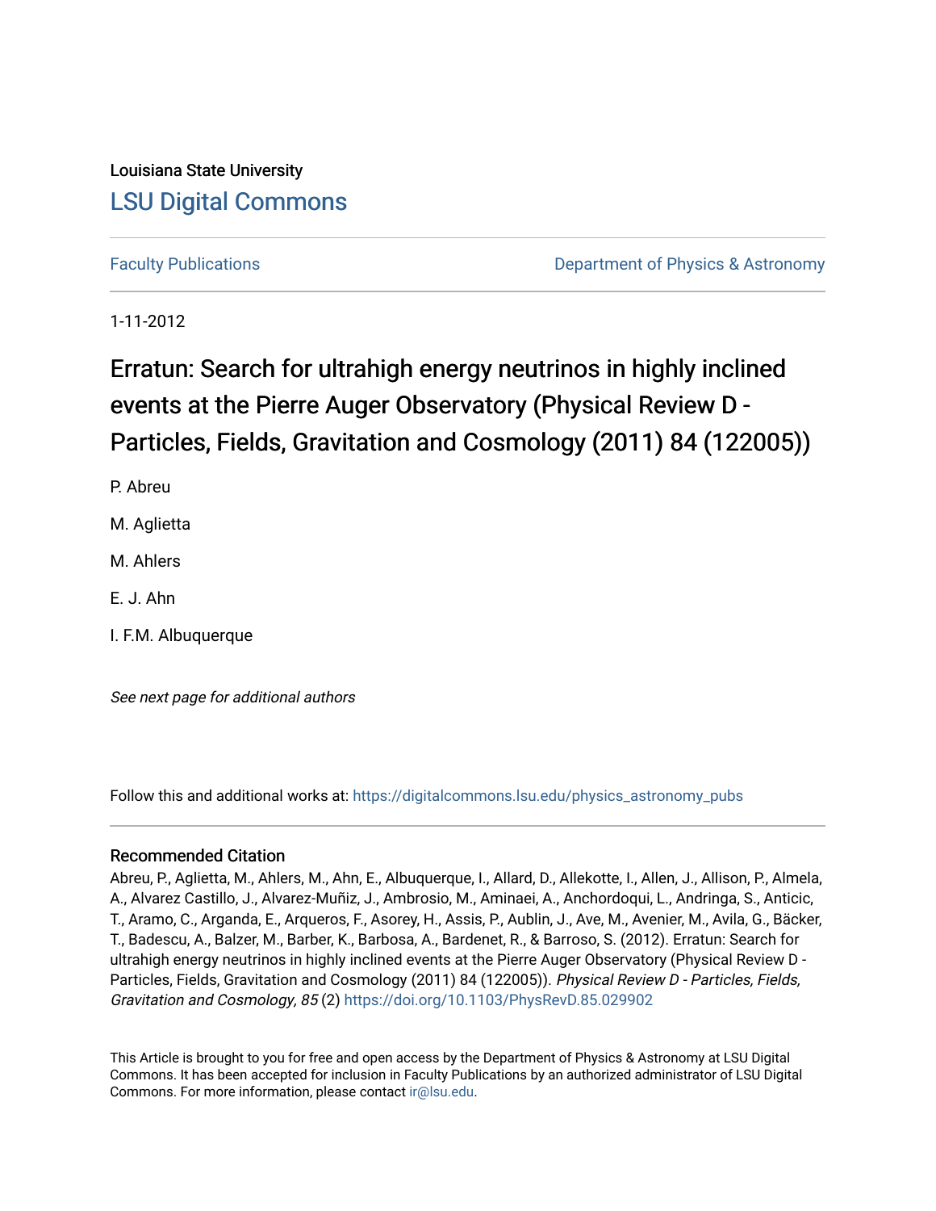Louisiana State University

# LSU Digital Commons

Faculty Publications | Department of Physics & Astronomy

1-11-2012

# Erratun: Search for ultrahigh energy neutrinos in highly inclined events at the Pierre Auger Observatory (Physical Review D - Particles, Fields, Gravitation and Cosmology (2011) 84 (122005))

P. Abreu

M. Aglietta

M. Ahlers

E. J. Ahn

I. F.M. Albuquerque

*See next page for additional authors*

Follow this and additional works at: https://digitalcommons.lsu.edu/physics_astronomy_pubs

## Recommended Citation

Abreu, P., Aglietta, M., Ahlers, M., Ahn, E., Albuquerque, I., Allard, D., Allekotte, I., Allen, J., Allison, P., Almela, A., Alvarez Castillo, J., Alvarez-Muñiz, J., Ambrosio, M., Aminaei, A., Anchordoqui, L., Andringa, S., Anticic, T., Aramo, C., Arganda, E., Arqueros, F., Asorey, H., Assis, P., Aublin, J., Ave, M., Avenier, M., Avila, G., Bäcker, T., Badescu, A., Balzer, M., Barber, K., Barbosa, A., Bardenet, R., & Barroso, S. (2012). Erratun: Search for ultrahigh energy neutrinos in highly inclined events at the Pierre Auger Observatory (Physical Review D - Particles, Fields, Gravitation and Cosmology (2011) 84 (122005)). *Physical Review D - Particles, Fields, Gravitation and Cosmology, 85* (2) https://doi.org/10.1103/PhysRevD.85.029902

This Article is brought to you for free and open access by the Department of Physics & Astronomy at LSU Digital Commons. It has been accepted for inclusion in Faculty Publications by an authorized administrator of LSU Digital Commons. For more information, please contact ir@lsu.edu.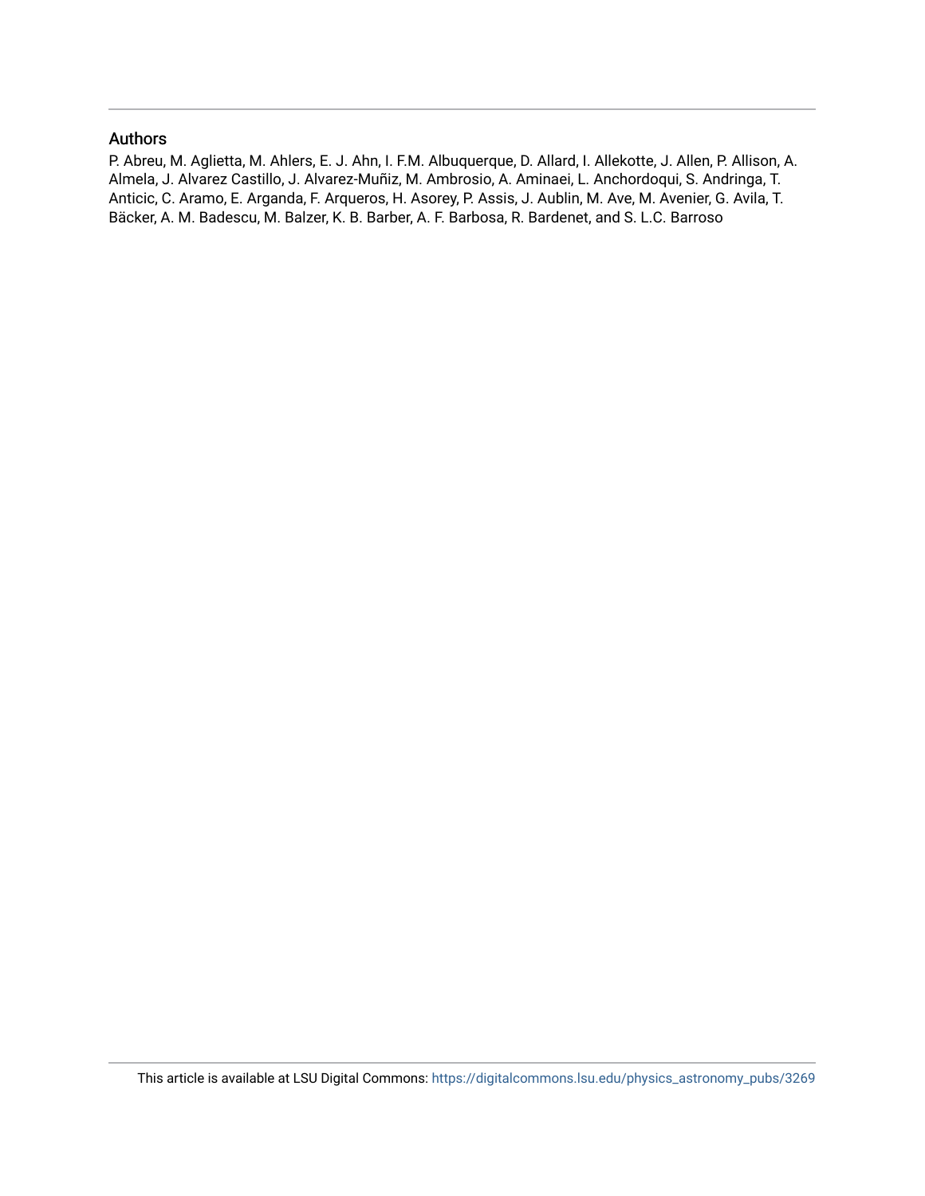## Authors

P. Abreu, M. Aglietta, M. Ahlers, E. J. Ahn, I. F.M. Albuquerque, D. Allard, I. Allekotte, J. Allen, P. Allison, A. Almela, J. Alvarez Castillo, J. Alvarez-Muñiz, M. Ambrosio, A. Aminaei, L. Anchordoqui, S. Andringa, T. Anticic, C. Aramo, E. Arganda, F. Arqueros, H. Asorey, P. Assis, J. Aublin, M. Ave, M. Avenier, G. Avila, T. Bäcker, A. M. Badescu, M. Balzer, K. B. Barber, A. F. Barbosa, R. Bardenet, and S. L.C. Barroso

This article is available at LSU Digital Commons: https://digitalcommons.lsu.edu/physics_astronomy_pubs/3269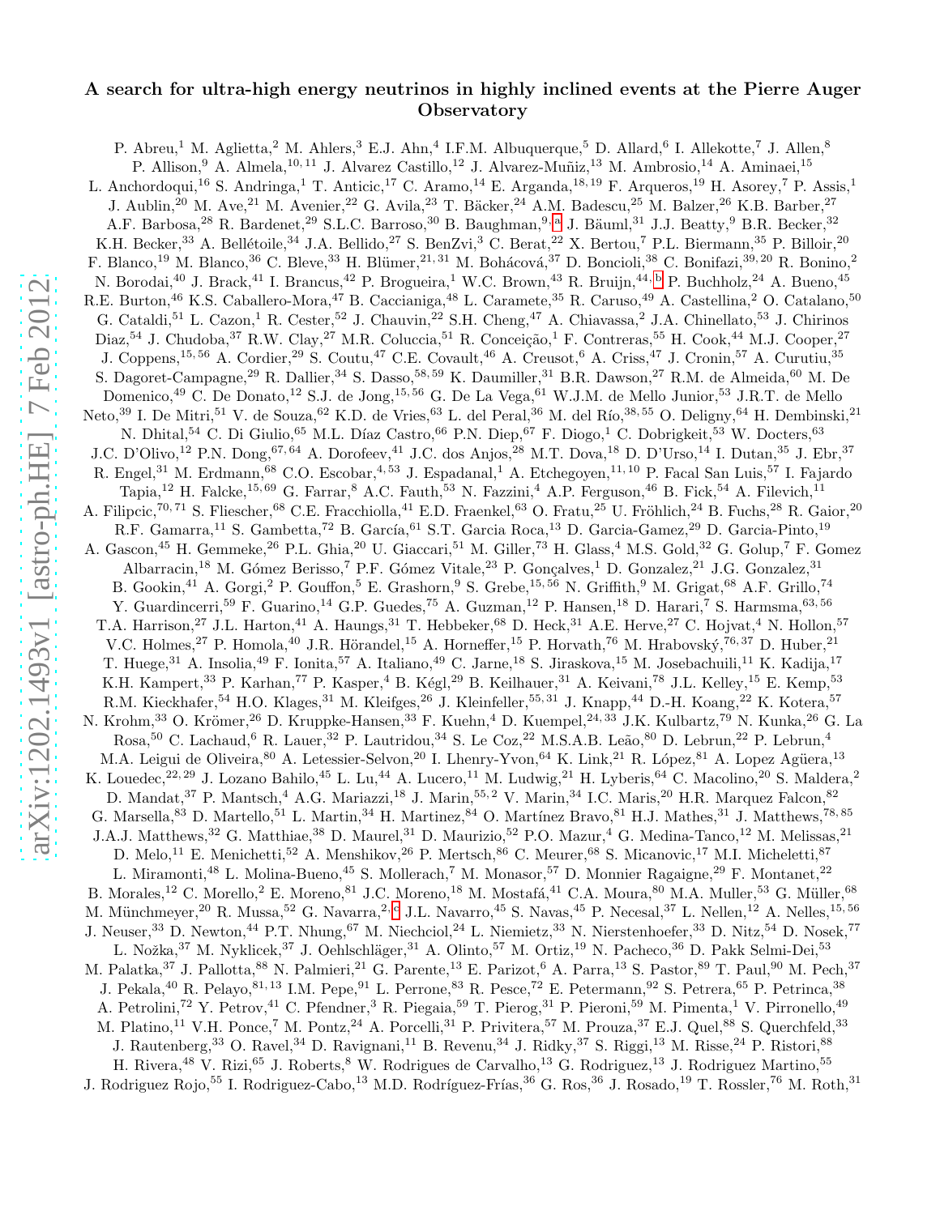# A search for ultra-high energy neutrinos in highly inclined events at the Pierre Auger Observatory

P. Abreu,[1] M. Aglietta,[2] M. Ahlers,[3] E.J. Ahn,[4] I.F.M. Albuquerque,[5] D. Allard,[6] I. Allekotte,[7] J. Allen,[8] P. Allison,[9] A. Almela,[10,11] J. Alvarez Castillo,[12] J. Alvarez-Muñiz,[13] M. Ambrosio,[14] A. Aminaei,[15] L. Anchordoqui,[16] S. Andringa,[1] T. Anticic,[17] C. Aramo,[14] E. Arganda,[18,19] F. Arqueros,[19] H. Asorey,[7] P. Assis,[1] J. Aublin,[20] M. Ave,[21] M. Avenier,[22] G. Avila,[23] T. Bäcker,[24] A.M. Badescu,[25] M. Balzer,[26] K.B. Barber,[27] A.F. Barbosa,[28] R. Bardenet,[29] S.L.C. Barroso,[30] B. Baughman,[9,a] J. Bäuml,[31] J.J. Beatty,[9] B.R. Becker,[32] K.H. Becker,[33] A. Bellétoile,[34] J.A. Bellido,[27] S. BenZvi,[3] C. Berat,[22] X. Bertou,[7] P.L. Biermann,[35] P. Billoir,[20] F. Blanco,[19] M. Blanco,[36] C. Bleve,[33] H. Blümer,[21,31] M. Boháčová,[37] D. Boncioli,[38] C. Bonifazi,[39,20] R. Bonino,[2] N. Borodai,[40] J. Brack,[41] I. Brancus,[42] P. Brogueira,[1] W.C. Brown,[43] R. Bruijn,[44,b] P. Buchholz,[24] A. Bueno,[45] R.E. Burton,[46] K.S. Caballero-Mora,[47] B. Caccianiga,[48] L. Caramete,[35] R. Caruso,[49] A. Castellina,[2] O. Catalano,[50] G. Cataldi,[51] L. Cazon,[1] R. Cester,[52] J. Chauvin,[22] S.H. Cheng,[47] A. Chiavassa,[2] J.A. Chinellato,[53] J. Chirinos Diaz,[54] J. Chudoba,[37] R.W. Clay,[27] M.R. Coluccia,[51] R. Conceição,[1] F. Contreras,[55] H. Cook,[44] M.J. Cooper,[27] J. Coppens,[15,56] A. Cordier,[29] S. Coutu,[47] C.E. Covault,[46] A. Creusot,[6] A. Criss,[47] J. Cronin,[57] A. Curutiu,[35] S. Dagoret-Campagne,[29] R. Dallier,[34] S. Dasso,[58,59] K. Daumiller,[31] B.R. Dawson,[27] R.M. de Almeida,[60] M. De Domenico,[49] C. De Donato,[12] S.J. de Jong,[15,56] G. De La Vega,[61] W.J.M. de Mello Junior,[53] J.R.T. de Mello Neto,[39] I. De Mitri,[51] V. de Souza,[62] K.D. de Vries,[63] L. del Peral,[36] M. del Río,[38,55] O. Deligny,[64] H. Dembinski,[21] N. Dhital,[54] C. Di Giulio,[65] M.L. Díaz Castro,[66] P.N. Diep,[67] F. Diogo,[1] C. Dobrigkeit,[53] W. Docters,[63] J.C. D'Olivo,[12] P.N. Dong,[67,64] A. Dorofeev,[41] J.C. dos Anjos,[28] M.T. Dova,[18] D. D'Urso,[14] I. Dutan,[35] J. Ebr,[37] R. Engel,[31] M. Erdmann,[68] C.O. Escobar,[4,53] J. Espadanal,[1] A. Etchegoyen,[11,10] P. Facal San Luis,[57] I. Fajardo Tapia,[12] H. Falcke,[15,69] G. Farrar,[8] A.C. Fauth,[53] N. Fazzini,[4] A.P. Ferguson,[46] B. Fick,[54] A. Filevich,[11] A. Filipcic,[70,71] S. Fliescher,[68] C.E. Fracchiolla,[41] E.D. Fraenkel,[63] O. Fratu,[25] U. Fröhlich,[24] B. Fuchs,[28] R. Gaior,[20] R.F. Gamarra,[11] S. Gambetta,[72] B. García,[61] S.T. Garcia Roca,[13] D. Garcia-Gamez,[29] D. Garcia-Pinto,[19] A. Gascon,[45] H. Gemmeke,[26] P.L. Ghia,[20] U. Giaccari,[51] M. Giller,[73] H. Glass,[4] M.S. Gold,[32] G. Golup,[7] F. Gomez Albarracin,[18] M. Gómez Berisso,[7] P.F. Gómez Vitale,[23] P. Gonçalves,[1] D. Gonzalez,[21] J.G. Gonzalez,[31] B. Gookin,[41] A. Gorgi,[2] P. Gouffon,[5] E. Grashorn,[9] S. Grebe,[15,56] N. Griffith,[9] M. Grigat,[68] A.F. Grillo,[74] Y. Guardincerri,[59] F. Guarino,[14] G.P. Guedes,[75] A. Guzman,[12] P. Hansen,[18] D. Harari,[7] S. Harmsma,[63,56] T.A. Harrison,[27] J.L. Harton,[41] A. Haungs,[31] T. Hebbeker,[68] D. Heck,[31] A.E. Herve,[27] C. Hojvat,[4] N. Hollon,[57] V.C. Holmes,[27] P. Homola,[40] J.R. Hörandel,[15] A. Horneffer,[15] P. Horvath,[76] M. Hrabovský,[76,37] D. Huber,[21] T. Huege,[31] A. Insolia,[49] F. Ionita,[57] A. Italiano,[49] C. Jarne,[18] S. Jiraskova,[15] M. Josebachuili,[11] K. Kadija,[17] K.H. Kampert,[33] P. Karhan,[77] P. Kasper,[4] B. Kégl,[29] B. Keilhauer,[31] A. Keivani,[78] J.L. Kelley,[15] E. Kemp,[53] R.M. Kieckhafer,[54] H.O. Klages,[31] M. Kleifges,[26] J. Kleinfeller,[55,31] J. Knapp,[44] D.-H. Koang,[22] K. Kotera,[57] N. Krohm,[33] O. Krömer,[26] D. Kruppke-Hansen,[33] F. Kuehn,[4] D. Kuempel,[24,33] J.K. Kulbartz,[79] N. Kunka,[26] G. La Rosa,[50] C. Lachaud,[6] R. Lauer,[32] P. Lautridou,[34] S. Le Coz,[22] M.S.A.B. Leão,[80] D. Lebrun,[22] P. Lebrun,[4] M.A. Leigui de Oliveira,[80] A. Letessier-Selvon,[20] I. Lhenry-Yvon,[64] K. Link,[21] R. López,[81] A. Lopez Agüera,[13] K. Louedec,[22,29] J. Lozano Bahilo,[45] L. Lu,[44] A. Lucero,[11] M. Ludwig,[21] H. Lyberis,[64] C. Macolino,[20] S. Maldera,[2] D. Mandat,[37] P. Mantsch,[4] A.G. Mariazzi,[18] J. Marin,[55,2] V. Marin,[34] I.C. Maris,[20] H.R. Marquez Falcon,[82] G. Marsella,[83] D. Martello,[51] L. Martin,[34] H. Martinez,[84] O. Martínez Bravo,[81] H.J. Mathes,[31] J. Matthews,[78,85] J.A.J. Matthews,[32] G. Matthiae,[38] D. Maurel,[31] D. Maurizio,[52] P.O. Mazur,[4] G. Medina-Tanco,[12] M. Melissas,[21] D. Melo,[11] E. Menichetti,[52] A. Menshikov,[26] P. Mertsch,[86] C. Meurer,[68] S. Micanovic,[17] M.I. Micheletti,[87] L. Miramonti,[48] L. Molina-Bueno,[45] S. Mollerach,[7] M. Monasor,[57] D. Monnier Ragaigne,[29] F. Montanet,[22] B. Morales,[12] C. Morello,[2] E. Moreno,[81] J.C. Moreno,[18] M. Mostafá,[41] C.A. Moura,[80] M.A. Muller,[53] G. Müller,[68] M. Münchmeyer,[20] R. Mussa,[52] G. Navarra,[2,c] J.L. Navarro,[45] S. Navas,[45] P. Necesal,[37] L. Nellen,[12] A. Nelles,[15,56] J. Neuser,[33] D. Newton,[44] P.T. Nhung,[67] M. Niechciol,[24] L. Niemietz,[33] N. Nierstenhoefer,[33] D. Nitz,[54] D. Nosek,[77] L. Nožka,[37] M. Nyklicek,[37] J. Oehlschläger,[31] A. Olinto,[57] M. Ortiz,[19] N. Pacheco,[36] D. Pakk Selmi-Dei,[53] M. Palatka,[37] J. Pallotta,[88] N. Palmieri,[21] G. Parente,[13] E. Parizot,[6] A. Parra,[13] S. Pastor,[89] T. Paul,[90] M. Pech,[37] J. Pekala,[40] R. Pelayo,[81,13] I.M. Pepe,[91] L. Perrone,[83] R. Pesce,[72] E. Petermann,[92] S. Petrera,[65] P. Petrinca,[38] A. Petrolini,[72] Y. Petrov,[41] C. Pfendner,[3] R. Piegaia,[59] T. Pierog,[31] P. Pieroni,[59] M. Pimenta,[1] V. Pirronello,[49] M. Platino,[11] V.H. Ponce,[7] M. Pontz,[24] A. Porcelli,[31] P. Privitera,[57] M. Prouza,[37] E.J. Quel,[88] S. Querchfeld,[33] J. Rautenberg,[33] O. Ravel,[34] D. Ravignani,[11] B. Revenu,[34] J. Ridky,[37] S. Riggi,[13] M. Risse,[24] P. Ristori,[88] H. Rivera,[48] V. Rizi,[65] J. Roberts,[8] W. Rodrigues de Carvalho,[13] G. Rodriguez,[13] J. Rodriguez Martino,[55] J. Rodriguez Rojo,[55] I. Rodriguez-Cabo,[13] M.D. Rodríguez-Frías,[36] G. Ros,[36] J. Rosado,[19] T. Rossler,[76] M. Roth,[31]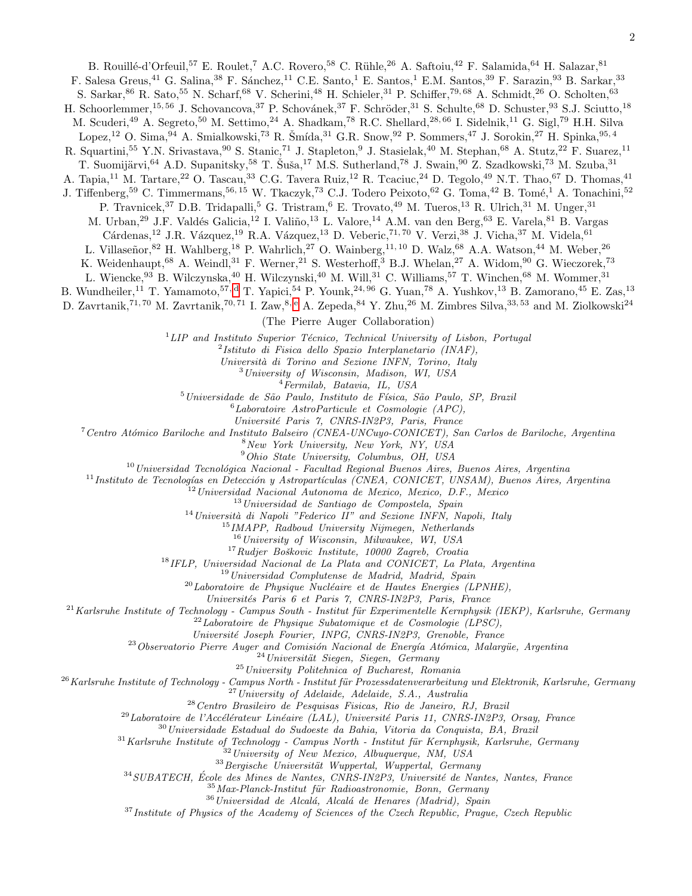B. Rouillé-d'Orfeuil,[57] E. Roulet,[7] A.C. Rovero,[58] C. Rühle,[26] A. Saftoiu,[42] F. Salamida,[64] H. Salazar,[81] F. Salesa Greus,[41] G. Salina,[38] F. Sánchez,[11] C.E. Santo,[1] E. Santos,[1] E.M. Santos,[39] F. Sarazin,[93] B. Sarkar,[33] S. Sarkar,[86] R. Sato,[55] N. Scharf,[68] V. Scherini,[48] H. Schieler,[31] P. Schiffer,[79,68] A. Schmidt,[26] O. Scholten,[63] H. Schoorlemmer,[15,56] J. Schovancova,[37] P. Schovánek,[37] F. Schröder,[31] S. Schulte,[68] D. Schuster,[93] S.J. Sciutto,[18] M. Scuderi,[49] A. Segreto,[50] M. Settimo,[24] A. Shadkam,[78] R.C. Shellard,[28,66] I. Sidelnik,[11] G. Sigl,[79] H.H. Silva Lopez,[12] O. Sima,[94] A. Smialkowski,[73] R. Šmída,[31] G.R. Snow,[92] P. Sommers,[47] J. Sorokin,[27] H. Spinka,[95,4] R. Squartini,[55] Y.N. Srivastava,[90] S. Stanic,[71] J. Stapleton,[9] J. Stasielak,[40] M. Stephan,[68] A. Stutz,[22] F. Suarez,[11] T. Suomijärvi,[64] A.D. Supanitsky,[58] T. Šuša,[17] M.S. Sutherland,[78] J. Swain,[90] Z. Szadkowski,[73] M. Szuba,[31] A. Tapia,[11] M. Tartare,[22] O. Tascau,[33] C.G. Tavera Ruiz,[12] R. Tcaciuc,[24] D. Tegolo,[49] N.T. Thao,[67] D. Thomas,[41] J. Tiffenberg,[59] C. Timmermans,[56,15] W. Tkaczyk,[73] C.J. Todero Peixoto,[62] G. Toma,[42] B. Tomé,[1] A. Tonachini,[52] P. Travnicek,[37] D.B. Tridapalli,[5] G. Tristram,[6] E. Trovato,[49] M. Tueros,[13] R. Ulrich,[31] M. Unger,[31] M. Urban,[29] J.F. Valdés Galicia,[12] I. Valiño,[13] L. Valore,[14] A.M. van den Berg,[63] E. Varela,[81] B. Vargas Cárdenas,[12] J.R. Vázquez,[19] R.A. Vázquez,[13] D. Veberic,[71,70] V. Verzi,[38] J. Vicha,[37] M. Videla,[61] L. Villaseñor,[82] H. Wahlberg,[18] P. Wahrlich,[27] O. Wainberg,[11,10] D. Walz,[68] A.A. Watson,[44] M. Weber,[26] K. Weidenhaupt,[68] A. Weindl,[31] F. Werner,[21] S. Westerhoff,[3] B.J. Whelan,[27] A. Widom,[90] G. Wieczorek,[73] L. Wiencke,[93] B. Wilczynska,[40] H. Wilczynski,[40] M. Will,[31] C. Williams,[57] T. Winchen,[68] M. Wommer,[31] B. Wundheiler,[11] T. Yamamoto,[57,d] T. Yapici,[54] P. Younk,[24,96] G. Yuan,[78] A. Yushkov,[13] B. Zamorano,[45] E. Zas,[13] D. Zavrtanik,[71,70] M. Zavrtanik,[70,71] I. Zaw,[8,e] A. Zepeda,[84] Y. Zhu,[26] M. Zimbres Silva,[33,53] and M. Ziolkowski[24]

(The Pierre Auger Collaboration)

[1] *LIP and Instituto Superior Técnico, Technical University of Lisbon, Portugal*
[2] *Istituto di Fisica dello Spazio Interplanetario (INAF), Università di Torino and Sezione INFN, Torino, Italy*
[3] *University of Wisconsin, Madison, WI, USA*
[4] *Fermilab, Batavia, IL, USA*
[5] *Universidade de São Paulo, Instituto de Física, São Paulo, SP, Brazil*
[6] *Laboratoire AstroParticule et Cosmologie (APC), Université Paris 7, CNRS-IN2P3, Paris, France*
[7] *Centro Atómico Bariloche and Instituto Balseiro (CNEA-UNCuyo-CONICET), San Carlos de Bariloche, Argentina*
[8] *New York University, New York, NY, USA*
[9] *Ohio State University, Columbus, OH, USA*
[10] *Universidad Tecnológica Nacional - Facultad Regional Buenos Aires, Buenos Aires, Argentina*
[11] *Instituto de Tecnologías en Detección y Astropartículas (CNEA, CONICET, UNSAM), Buenos Aires, Argentina*
[12] *Universidad Nacional Autonoma de Mexico, Mexico, D.F., Mexico*
[13] *Universidad de Santiago de Compostela, Spain*
[14] *Università di Napoli "Federico II" and Sezione INFN, Napoli, Italy*
[15] *IMAPP, Radboud University Nijmegen, Netherlands*
[16] *University of Wisconsin, Milwaukee, WI, USA*
[17] *Rudjer Boškovic Institute, 10000 Zagreb, Croatia*
[18] *IFLP, Universidad Nacional de La Plata and CONICET, La Plata, Argentina*
[19] *Universidad Complutense de Madrid, Madrid, Spain*
[20] *Laboratoire de Physique Nucléaire et de Hautes Energies (LPNHE), Universités Paris 6 et Paris 7, CNRS-IN2P3, Paris, France*
[21] *Karlsruhe Institute of Technology - Campus South - Institut für Experimentelle Kernphysik (IEKP), Karlsruhe, Germany*
[22] *Laboratoire de Physique Subatomique et de Cosmologie (LPSC), Université Joseph Fourier, INPG, CNRS-IN2P3, Grenoble, France*
[23] *Observatorio Pierre Auger and Comisión Nacional de Energía Atómica, Malargüe, Argentina*
[24] *Universität Siegen, Siegen, Germany*
[25] *University Politehnica of Bucharest, Romania*
[26] *Karlsruhe Institute of Technology - Campus North - Institut für Prozessdatenverarbeitung und Elektronik, Karlsruhe, Germany*
[27] *University of Adelaide, Adelaide, S.A., Australia*
[28] *Centro Brasileiro de Pesquisas Fisicas, Rio de Janeiro, RJ, Brazil*
[29] *Laboratoire de l'Accélérateur Linéaire (LAL), Université Paris 11, CNRS-IN2P3, Orsay, France*
[30] *Universidade Estadual do Sudoeste da Bahia, Vitoria da Conquista, BA, Brazil*
[31] *Karlsruhe Institute of Technology - Campus North - Institut für Kernphysik, Karlsruhe, Germany*
[32] *University of New Mexico, Albuquerque, NM, USA*
[33] *Bergische Universität Wuppertal, Wuppertal, Germany*
[34] *SUBATECH, École des Mines de Nantes, CNRS-IN2P3, Université de Nantes, Nantes, France*
[35] *Max-Planck-Institut für Radioastronomie, Bonn, Germany*
[36] *Universidad de Alcalá, Alcalá de Henares (Madrid), Spain*
[37] *Institute of Physics of the Academy of Sciences of the Czech Republic, Prague, Czech Republic*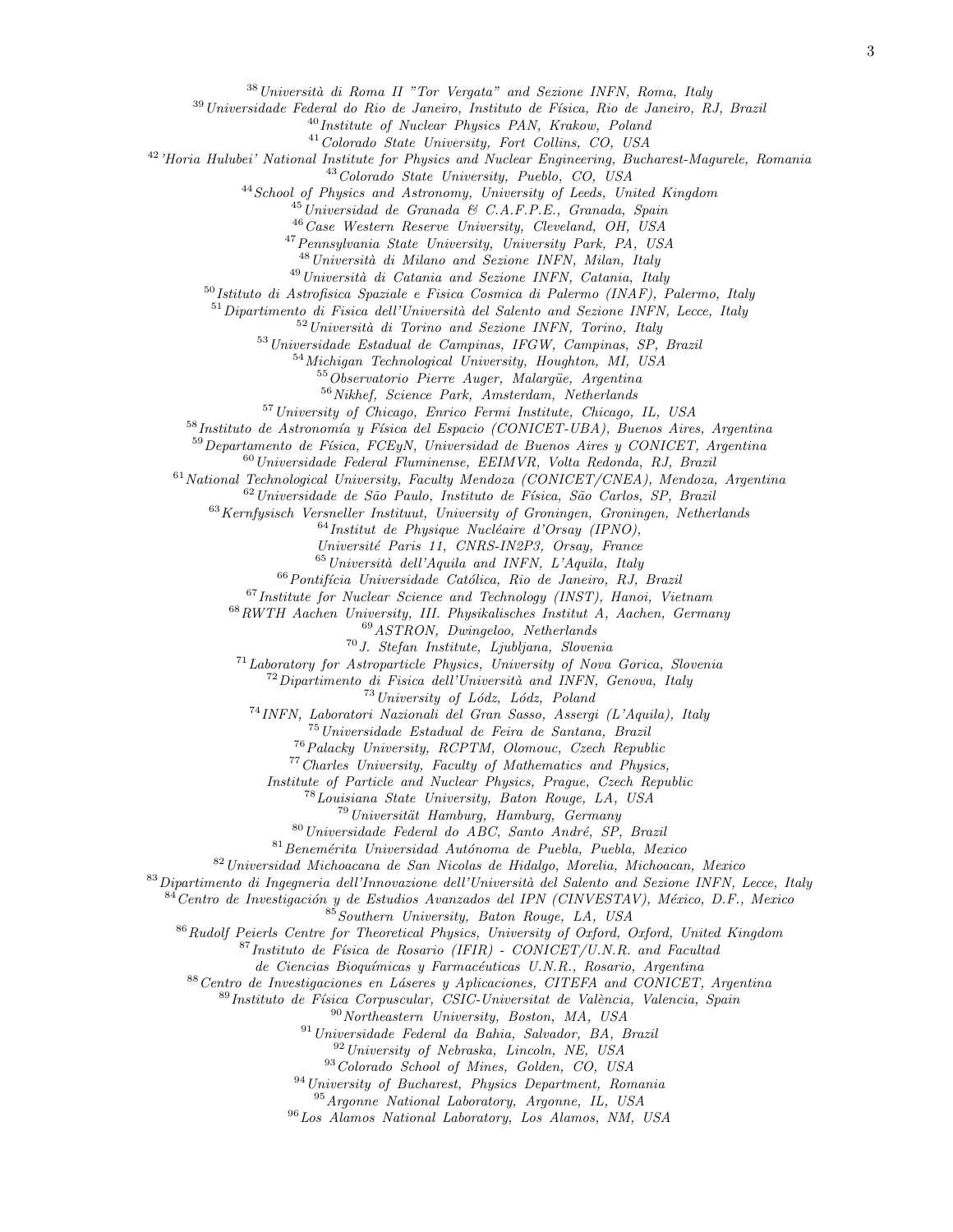[38] *Università di Roma II "Tor Vergata" and Sezione INFN, Roma, Italy*
[39] *Universidade Federal do Rio de Janeiro, Instituto de Física, Rio de Janeiro, RJ, Brazil*
[40] *Institute of Nuclear Physics PAN, Krakow, Poland*
[41] *Colorado State University, Fort Collins, CO, USA*
[42] *'Horia Hulubei' National Institute for Physics and Nuclear Engineering, Bucharest-Magurele, Romania*
[43] *Colorado State University, Pueblo, CO, USA*
[44] *School of Physics and Astronomy, University of Leeds, United Kingdom*
[45] *Universidad de Granada & C.A.F.P.E., Granada, Spain*
[46] *Case Western Reserve University, Cleveland, OH, USA*
[47] *Pennsylvania State University, University Park, PA, USA*
[48] *Università di Milano and Sezione INFN, Milan, Italy*
[49] *Università di Catania and Sezione INFN, Catania, Italy*
[50] *Istituto di Astrofisica Spaziale e Fisica Cosmica di Palermo (INAF), Palermo, Italy*
[51] *Dipartimento di Fisica dell'Università del Salento and Sezione INFN, Lecce, Italy*
[52] *Università di Torino and Sezione INFN, Torino, Italy*
[53] *Universidade Estadual de Campinas, IFGW, Campinas, SP, Brazil*
[54] *Michigan Technological University, Houghton, MI, USA*
[55] *Observatorio Pierre Auger, Malargüe, Argentina*
[56] *Nikhef, Science Park, Amsterdam, Netherlands*
[57] *University of Chicago, Enrico Fermi Institute, Chicago, IL, USA*
[58] *Instituto de Astronomía y Física del Espacio (CONICET-UBA), Buenos Aires, Argentina*
[59] *Departamento de Física, FCEyN, Universidad de Buenos Aires y CONICET, Argentina*
[60] *Universidade Federal Fluminense, EEIMVR, Volta Redonda, RJ, Brazil*
[61] *National Technological University, Faculty Mendoza (CONICET/CNEA), Mendoza, Argentina*
[62] *Universidade de São Paulo, Instituto de Física, São Carlos, SP, Brazil*
[63] *Kernfysisch Versneller Instituut, University of Groningen, Groningen, Netherlands*
[64] *Institut de Physique Nucléaire d'Orsay (IPNO), Université Paris 11, CNRS-IN2P3, Orsay, France*
[65] *Università dell'Aquila and INFN, L'Aquila, Italy*
[66] *Pontifícia Universidade Católica, Rio de Janeiro, RJ, Brazil*
[67] *Institute for Nuclear Science and Technology (INST), Hanoi, Vietnam*
[68] *RWTH Aachen University, III. Physikalisches Institut A, Aachen, Germany*
[69] *ASTRON, Dwingeloo, Netherlands*
[70] *J. Stefan Institute, Ljubljana, Slovenia*
[71] *Laboratory for Astroparticle Physics, University of Nova Gorica, Slovenia*
[72] *Dipartimento di Fisica dell'Università and INFN, Genova, Italy*
[73] *University of Lódz, Lódz, Poland*
[74] *INFN, Laboratori Nazionali del Gran Sasso, Assergi (L'Aquila), Italy*
[75] *Universidade Estadual de Feira de Santana, Brazil*
[76] *Palacky University, RCPTM, Olomouc, Czech Republic*
[77] *Charles University, Faculty of Mathematics and Physics, Institute of Particle and Nuclear Physics, Prague, Czech Republic*
[78] *Louisiana State University, Baton Rouge, LA, USA*
[79] *Universität Hamburg, Hamburg, Germany*
[80] *Universidade Federal do ABC, Santo André, SP, Brazil*
[81] *Benemérita Universidad Autónoma de Puebla, Puebla, Mexico*
[82] *Universidad Michoacana de San Nicolas de Hidalgo, Morelia, Michoacan, Mexico*
[83] *Dipartimento di Ingegneria dell'Innovazione dell'Università del Salento and Sezione INFN, Lecce, Italy*
[84] *Centro de Investigación y de Estudios Avanzados del IPN (CINVESTAV), México, D.F., Mexico*
[85] *Southern University, Baton Rouge, LA, USA*
[86] *Rudolf Peierls Centre for Theoretical Physics, University of Oxford, Oxford, United Kingdom*
[87] *Instituto de Física de Rosario (IFIR) - CONICET/U.N.R. and Facultad de Ciencias Bioquímicas y Farmacéuticas U.N.R., Rosario, Argentina*
[88] *Centro de Investigaciones en Láseres y Aplicaciones, CITEFA and CONICET, Argentina*
[89] *Instituto de Física Corpuscular, CSIC-Universitat de València, Valencia, Spain*
[90] *Northeastern University, Boston, MA, USA*
[91] *Universidade Federal da Bahia, Salvador, BA, Brazil*
[92] *University of Nebraska, Lincoln, NE, USA*
[93] *Colorado School of Mines, Golden, CO, USA*
[94] *University of Bucharest, Physics Department, Romania*
[95] *Argonne National Laboratory, Argonne, IL, USA*
[96] *Los Alamos National Laboratory, Los Alamos, NM, USA*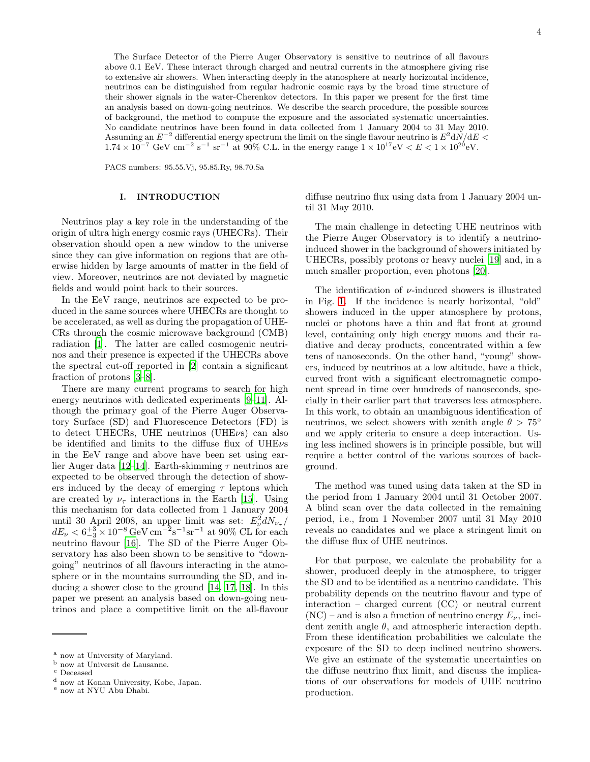The Surface Detector of the Pierre Auger Observatory is sensitive to neutrinos of all flavours above 0.1 EeV. These interact through charged and neutral currents in the atmosphere giving rise to extensive air showers. When interacting deeply in the atmosphere at nearly horizontal incidence, neutrinos can be distinguished from regular hadronic cosmic rays by the broad time structure of their shower signals in the water-Cherenkov detectors. In this paper we present for the first time an analysis based on down-going neutrinos. We describe the search procedure, the possible sources of background, the method to compute the exposure and the associated systematic uncertainties. No candidate neutrinos have been found in data collected from 1 January 2004 to 31 May 2010. Assuming an $E^{-2}$ differential energy spectrum the limit on the single flavour neutrino is $E^2 \mathrm{d}N/\mathrm{d}E < 1.74 \times 10^{-7}$ GeV cm$^{-2}$ s$^{-1}$ sr$^{-1}$ at 90% C.L. in the energy range $1 \times 10^{17}\mathrm{eV} < E < 1 \times 10^{20}\mathrm{eV}$.

PACS numbers: 95.55.Vj, 95.85.Ry, 98.70.Sa

## I. INTRODUCTION

Neutrinos play a key role in the understanding of the origin of ultra high energy cosmic rays (UHECRs). Their observation should open a new window to the universe since they can give information on regions that are otherwise hidden by large amounts of matter in the field of view. Moreover, neutrinos are not deviated by magnetic fields and would point back to their sources.

In the EeV range, neutrinos are expected to be produced in the same sources where UHECRs are thought to be accelerated, as well as during the propagation of UHECRs through the cosmic microwave background (CMB) radiation [1]. The latter are called cosmogenic neutrinos and their presence is expected if the UHECRs above the spectral cut-off reported in [2] contain a significant fraction of protons [3–8].

There are many current programs to search for high energy neutrinos with dedicated experiments [9–11]. Although the primary goal of the Pierre Auger Observatory Surface (SD) and Fluorescence Detectors (FD) is to detect UHECRs, UHE neutrinos (UHE$\nu$s) can also be identified and limits to the diffuse flux of UHE$\nu$s in the EeV range and above have been set using earlier Auger data [12–14]. Earth-skimming $\tau$ neutrinos are expected to be observed through the detection of showers induced by the decay of emerging $\tau$ leptons which are created by $\nu_\tau$ interactions in the Earth [15]. Using this mechanism for data collected from 1 January 2004 until 30 April 2008, an upper limit was set: $E_\nu^2 dN_{\nu_\tau}/dE_\nu < 6^{+3}_{-3} \times 10^{-8}\,\mathrm{GeV\,cm^{-2}s^{-1}sr^{-1}}$ at 90% CL for each neutrino flavour [16]. The SD of the Pierre Auger Observatory has also been shown to be sensitive to "down-going" neutrinos of all flavours interacting in the atmosphere or in the mountains surrounding the SD, and inducing a shower close to the ground [14, 17, 18]. In this paper we present an analysis based on down-going neutrinos and place a competitive limit on the all-flavour diffuse neutrino flux using data from 1 January 2004 until 31 May 2010.

The main challenge in detecting UHE neutrinos with the Pierre Auger Observatory is to identify a neutrino-induced shower in the background of showers initiated by UHECRs, possibly protons or heavy nuclei [19] and, in a much smaller proportion, even photons [20].

The identification of $\nu$-induced showers is illustrated in Fig. 1. If the incidence is nearly horizontal, "old" showers induced in the upper atmosphere by protons, nuclei or photons have a thin and flat front at ground level, containing only high energy muons and their radiative and decay products, concentrated within a few tens of nanoseconds. On the other hand, "young" showers, induced by neutrinos at a low altitude, have a thick, curved front with a significant electromagnetic component spread in time over hundreds of nanoseconds, specially in their earlier part that traverses less atmosphere. In this work, to obtain an unambiguous identification of neutrinos, we select showers with zenith angle $\theta > 75°$ and we apply criteria to ensure a deep interaction. Using less inclined showers is in principle possible, but will require a better control of the various sources of background.

The method was tuned using data taken at the SD in the period from 1 January 2004 until 31 October 2007. A blind scan over the data collected in the remaining period, i.e., from 1 November 2007 until 31 May 2010 reveals no candidates and we place a stringent limit on the diffuse flux of UHE neutrinos.

For that purpose, we calculate the probability for a shower, produced deeply in the atmosphere, to trigger the SD and to be identified as a neutrino candidate. This probability depends on the neutrino flavour and type of interaction – charged current (CC) or neutral current (NC) – and is also a function of neutrino energy $E_\nu$, incident zenith angle $\theta$, and atmospheric interaction depth. From these identification probabilities we calculate the exposure of the SD to deep inclined neutrino showers. We give an estimate of the systematic uncertainties on the diffuse neutrino flux limit, and discuss the implications of our observations for models of UHE neutrino production.

---

[a] now at University of Maryland.
[b] now at Universit de Lausanne.
[c] Deceased
[d] now at Konan University, Kobe, Japan.
[e] now at NYU Abu Dhabi.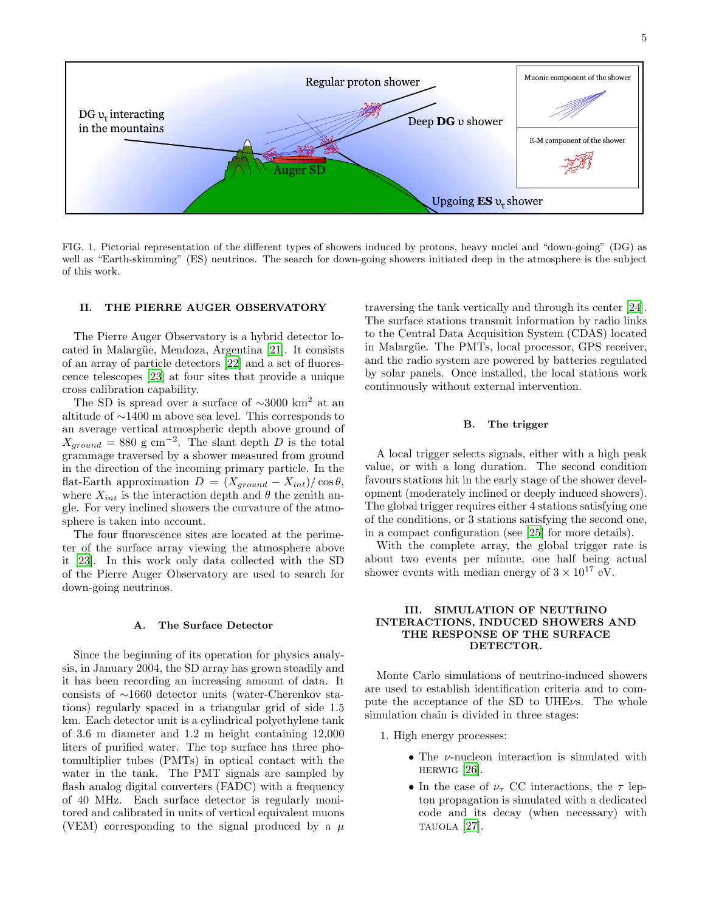FIG. 1. Pictorial representation of the different types of showers induced by protons, heavy nuclei and "down-going" (DG) as well as "Earth-skimming" (ES) neutrinos. The search for down-going showers initiated deep in the atmosphere is the subject of this work.

## II. THE PIERRE AUGER OBSERVATORY

The Pierre Auger Observatory is a hybrid detector located in Malargüe, Mendoza, Argentina [21]. It consists of an array of particle detectors [22] and a set of fluorescence telescopes [23] at four sites that provide a unique cross calibration capability.

The SD is spread over a surface of ∼3000 km$^2$ at an altitude of ∼1400 m above sea level. This corresponds to an average vertical atmospheric depth above ground of $X_{ground} = 880$ g cm$^{-2}$. The slant depth $D$ is the total grammage traversed by a shower measured from ground in the direction of the incoming primary particle. In the flat-Earth approximation $D = (X_{ground} - X_{int})/\cos\theta$, where $X_{int}$ is the interaction depth and $\theta$ the zenith angle. For very inclined showers the curvature of the atmosphere is taken into account.

The four fluorescence sites are located at the perimeter of the surface array viewing the atmosphere above it [23]. In this work only data collected with the SD of the Pierre Auger Observatory are used to search for down-going neutrinos.

### A. The Surface Detector

Since the beginning of its operation for physics analysis, in January 2004, the SD array has grown steadily and it has been recording an increasing amount of data. It consists of ∼1660 detector units (water-Cherenkov stations) regularly spaced in a triangular grid of side 1.5 km. Each detector unit is a cylindrical polyethylene tank of 3.6 m diameter and 1.2 m height containing 12,000 liters of purified water. The top surface has three photomultiplier tubes (PMTs) in optical contact with the water in the tank. The PMT signals are sampled by flash analog digital converters (FADC) with a frequency of 40 MHz. Each surface detector is regularly monitored and calibrated in units of vertical equivalent muons (VEM) corresponding to the signal produced by a $\mu$ traversing the tank vertically and through its center [24]. The surface stations transmit information by radio links to the Central Data Acquisition System (CDAS) located in Malargüe. The PMTs, local processor, GPS receiver, and the radio system are powered by batteries regulated by solar panels. Once installed, the local stations work continuously without external intervention.

### B. The trigger

A local trigger selects signals, either with a high peak value, or with a long duration. The second condition favours stations hit in the early stage of the shower development (moderately inclined or deeply induced showers). The global trigger requires either 4 stations satisfying one of the conditions, or 3 stations satisfying the second one, in a compact configuration (see [25] for more details).

With the complete array, the global trigger rate is about two events per minute, one half being actual shower events with median energy of $3 \times 10^{17}$ eV.

## III. SIMULATION OF NEUTRINO INTERACTIONS, INDUCED SHOWERS AND THE RESPONSE OF THE SURFACE DETECTOR.

Monte Carlo simulations of neutrino-induced showers are used to establish identification criteria and to compute the acceptance of the SD to UHE$\nu$s. The whole simulation chain is divided in three stages:

1. High energy processes:
   - The $\nu$-nucleon interaction is simulated with HERWIG [26].
   - In the case of $\nu_\tau$ CC interactions, the $\tau$ lepton propagation is simulated with a dedicated code and its decay (when necessary) with TAUOLA [27].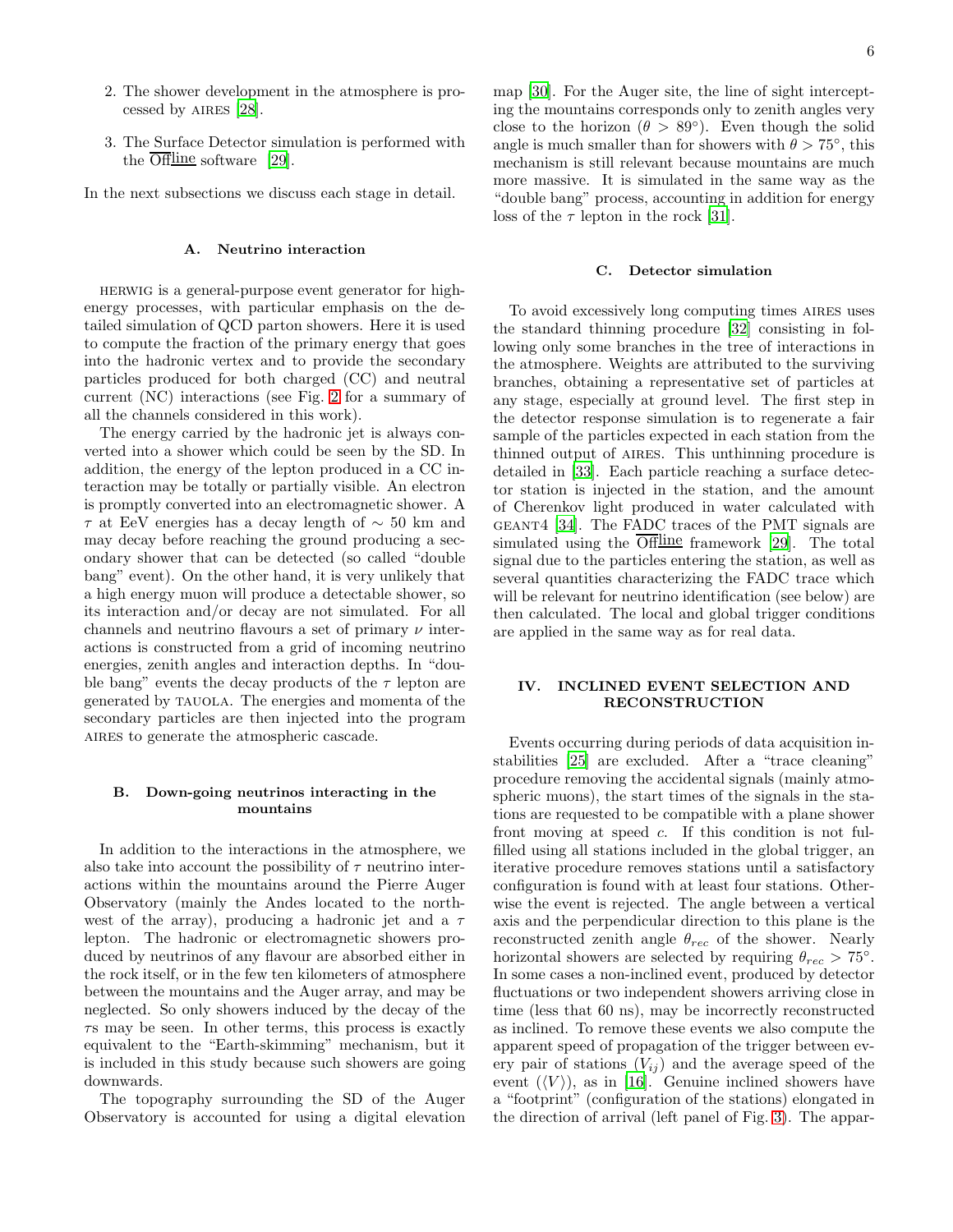2. The shower development in the atmosphere is processed by AIRES [28].

3. The Surface Detector simulation is performed with the $\overline{\text{Off}}\underline{\text{line}}$ software [29].

In the next subsections we discuss each stage in detail.

### A. Neutrino interaction

HERWIG is a general-purpose event generator for high-energy processes, with particular emphasis on the detailed simulation of QCD parton showers. Here it is used to compute the fraction of the primary energy that goes into the hadronic vertex and to provide the secondary particles produced for both charged (CC) and neutral current (NC) interactions (see Fig. 2 for a summary of all the channels considered in this work).

The energy carried by the hadronic jet is always converted into a shower which could be seen by the SD. In addition, the energy of the lepton produced in a CC interaction may be totally or partially visible. An electron is promptly converted into an electromagnetic shower. A $\tau$ at EeV energies has a decay length of $\sim 50$ km and may decay before reaching the ground producing a secondary shower that can be detected (so called "double bang" event). On the other hand, it is very unlikely that a high energy muon will produce a detectable shower, so its interaction and/or decay are not simulated. For all channels and neutrino flavours a set of primary $\nu$ interactions is constructed from a grid of incoming neutrino energies, zenith angles and interaction depths. In "double bang" events the decay products of the $\tau$ lepton are generated by TAUOLA. The energies and momenta of the secondary particles are then injected into the program AIRES to generate the atmospheric cascade.

### B. Down-going neutrinos interacting in the mountains

In addition to the interactions in the atmosphere, we also take into account the possibility of $\tau$ neutrino interactions within the mountains around the Pierre Auger Observatory (mainly the Andes located to the north-west of the array), producing a hadronic jet and a $\tau$ lepton. The hadronic or electromagnetic showers produced by neutrinos of any flavour are absorbed either in the rock itself, or in the few ten kilometers of atmosphere between the mountains and the Auger array, and may be neglected. So only showers induced by the decay of the $\tau$s may be seen. In other terms, this process is exactly equivalent to the "Earth-skimming" mechanism, but it is included in this study because such showers are going downwards.

The topography surrounding the SD of the Auger Observatory is accounted for using a digital elevation map [30]. For the Auger site, the line of sight intercepting the mountains corresponds only to zenith angles very close to the horizon ($\theta > 89°$). Even though the solid angle is much smaller than for showers with $\theta > 75°$, this mechanism is still relevant because mountains are much more massive. It is simulated in the same way as the "double bang" process, accounting in addition for energy loss of the $\tau$ lepton in the rock [31].

### C. Detector simulation

To avoid excessively long computing times AIRES uses the standard thinning procedure [32] consisting in following only some branches in the tree of interactions in the atmosphere. Weights are attributed to the surviving branches, obtaining a representative set of particles at any stage, especially at ground level. The first step in the detector response simulation is to regenerate a fair sample of the particles expected in each station from the thinned output of AIRES. This unthinning procedure is detailed in [33]. Each particle reaching a surface detector station is injected in the station, and the amount of Cherenkov light produced in water calculated with GEANT4 [34]. The FADC traces of the PMT signals are simulated using the $\overline{\text{Off}}\underline{\text{line}}$ framework [29]. The total signal due to the particles entering the station, as well as several quantities characterizing the FADC trace which will be relevant for neutrino identification (see below) are then calculated. The local and global trigger conditions are applied in the same way as for real data.

## IV. INCLINED EVENT SELECTION AND RECONSTRUCTION

Events occurring during periods of data acquisition instabilities [25] are excluded. After a "trace cleaning" procedure removing the accidental signals (mainly atmospheric muons), the start times of the signals in the stations are requested to be compatible with a plane shower front moving at speed $c$. If this condition is not fulfilled using all stations included in the global trigger, an iterative procedure removes stations until a satisfactory configuration is found with at least four stations. Otherwise the event is rejected. The angle between a vertical axis and the perpendicular direction to this plane is the reconstructed zenith angle $\theta_{rec}$ of the shower. Nearly horizontal showers are selected by requiring $\theta_{rec} > 75°$. In some cases a non-inclined event, produced by detector fluctuations or two independent showers arriving close in time (less that 60 ns), may be incorrectly reconstructed as inclined. To remove these events we also compute the apparent speed of propagation of the trigger between every pair of stations ($V_{ij}$) and the average speed of the event ($\langle V \rangle$), as in [16]. Genuine inclined showers have a "footprint" (configuration of the stations) elongated in the direction of arrival (left panel of Fig. 3). The appar-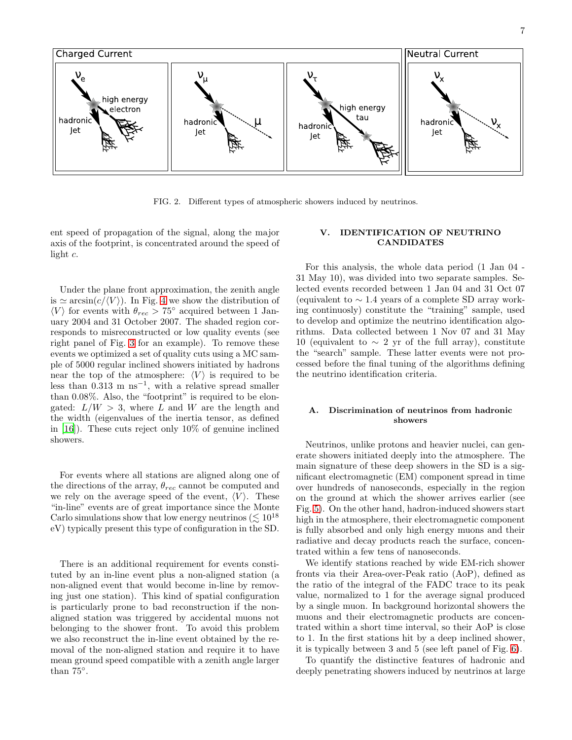FIG. 2. Different types of atmospheric showers induced by neutrinos.

ent speed of propagation of the signal, along the major axis of the footprint, is concentrated around the speed of light $c$.

Under the plane front approximation, the zenith angle is $\simeq \arcsin(c/\langle V\rangle)$. In Fig. 4 we show the distribution of $\langle V\rangle$ for events with $\theta_{rec} > 75^\circ$ acquired between 1 January 2004 and 31 October 2007. The shaded region corresponds to misreconstructed or low quality events (see right panel of Fig. 3 for an example). To remove these events we optimized a set of quality cuts using a MC sample of 5000 regular inclined showers initiated by hadrons near the top of the atmosphere: $\langle V\rangle$ is required to be less than 0.313 m ns$^{-1}$, with a relative spread smaller than 0.08%. Also, the "footprint" is required to be elongated: $L/W > 3$, where $L$ and $W$ are the length and the width (eigenvalues of the inertia tensor, as defined in [16]). These cuts reject only 10% of genuine inclined showers.

For events where all stations are aligned along one of the directions of the array, $\theta_{rec}$ cannot be computed and we rely on the average speed of the event, $\langle V\rangle$. These "in-line" events are of great importance since the Monte Carlo simulations show that low energy neutrinos ($\lesssim 10^{18}$ eV) typically present this type of configuration in the SD.

There is an additional requirement for events constituted by an in-line event plus a non-aligned station (a non-aligned event that would become in-line by removing just one station). This kind of spatial configuration is particularly prone to bad reconstruction if the non-aligned station was triggered by accidental muons not belonging to the shower front. To avoid this problem we also reconstruct the in-line event obtained by the removal of the non-aligned station and require it to have mean ground speed compatible with a zenith angle larger than $75^\circ$.

## V. IDENTIFICATION OF NEUTRINO CANDIDATES

For this analysis, the whole data period (1 Jan 04 - 31 May 10), was divided into two separate samples. Selected events recorded between 1 Jan 04 and 31 Oct 07 (equivalent to $\sim 1.4$ years of a complete SD array working continuosly) constitute the "training" sample, used to develop and optimize the neutrino identification algorithms. Data collected between 1 Nov 07 and 31 May 10 (equivalent to $\sim 2$ yr of the full array), constitute the "search" sample. These latter events were not processed before the final tuning of the algorithms defining the neutrino identification criteria.

### A. Discrimination of neutrinos from hadronic showers

Neutrinos, unlike protons and heavier nuclei, can generate showers initiated deeply into the atmosphere. The main signature of these deep showers in the SD is a significant electromagnetic (EM) component spread in time over hundreds of nanoseconds, especially in the region on the ground at which the shower arrives earlier (see Fig. 5). On the other hand, hadron-induced showers start high in the atmosphere, their electromagnetic component is fully absorbed and only high energy muons and their radiative and decay products reach the surface, concentrated within a few tens of nanoseconds.

We identify stations reached by wide EM-rich shower fronts via their Area-over-Peak ratio (AoP), defined as the ratio of the integral of the FADC trace to its peak value, normalized to 1 for the average signal produced by a single muon. In background horizontal showers the muons and their electromagnetic products are concentrated within a short time interval, so their AoP is close to 1. In the first stations hit by a deep inclined shower, it is typically between 3 and 5 (see left panel of Fig. 6).

To quantify the distinctive features of hadronic and deeply penetrating showers induced by neutrinos at large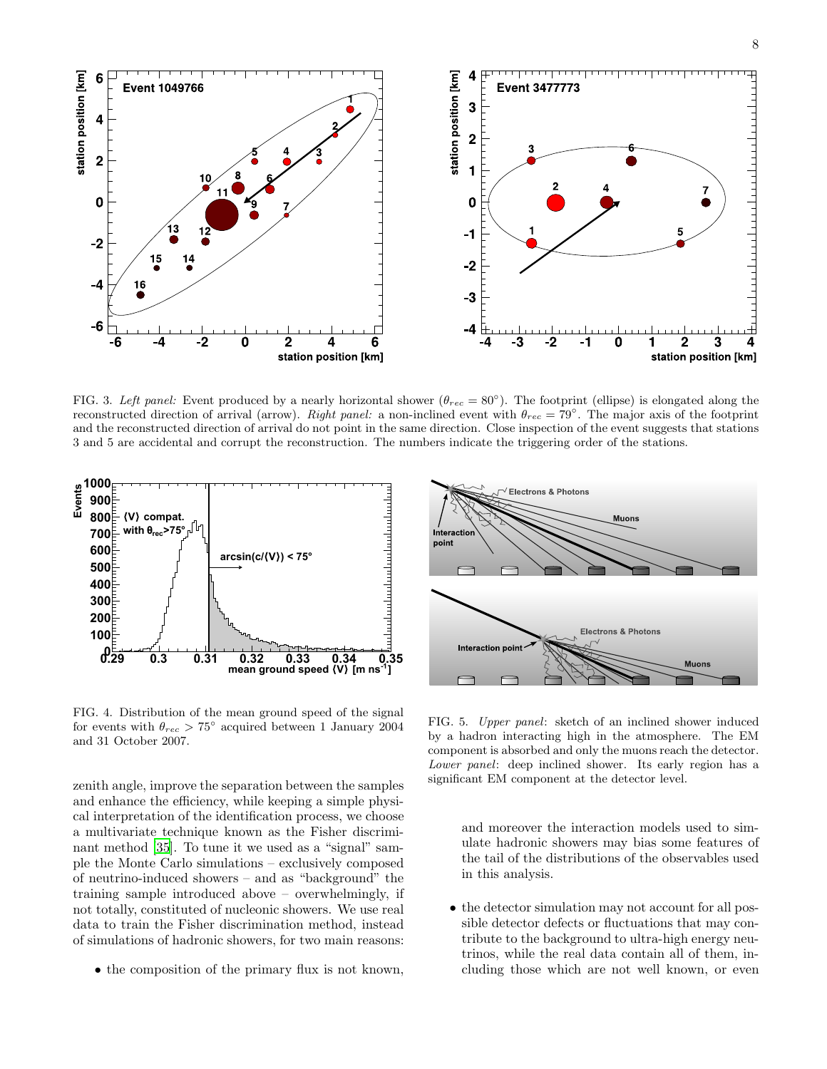FIG. 3. *Left panel:* Event produced by a nearly horizontal shower ($\theta_{rec} = 80^\circ$). The footprint (ellipse) is elongated along the reconstructed direction of arrival (arrow). *Right panel:* a non-inclined event with $\theta_{rec} = 79^\circ$. The major axis of the footprint and the reconstructed direction of arrival do not point in the same direction. Close inspection of the event suggests that stations 3 and 5 are accidental and corrupt the reconstruction. The numbers indicate the triggering order of the stations.

FIG. 4. Distribution of the mean ground speed of the signal for events with $\theta_{rec} > 75^\circ$ acquired between 1 January 2004 and 31 October 2007.

FIG. 5. *Upper panel*: sketch of an inclined shower induced by a hadron interacting high in the atmosphere. The EM component is absorbed and only the muons reach the detector. *Lower panel*: deep inclined shower. Its early region has a significant EM component at the detector level.

zenith angle, improve the separation between the samples and enhance the efficiency, while keeping a simple physical interpretation of the identification process, we choose a multivariate technique known as the Fisher discriminant method [35]. To tune it we used as a "signal" sample the Monte Carlo simulations – exclusively composed of neutrino-induced showers – and as "background" the training sample introduced above – overwhelmingly, if not totally, constituted of nucleonic showers. We use real data to train the Fisher discrimination method, instead of simulations of hadronic showers, for two main reasons:

- the composition of the primary flux is not known, and moreover the interaction models used to simulate hadronic showers may bias some features of the tail of the distributions of the observables used in this analysis.

- the detector simulation may not account for all possible detector defects or fluctuations that may contribute to the background to ultra-high energy neutrinos, while the real data contain all of them, including those which are not well known, or even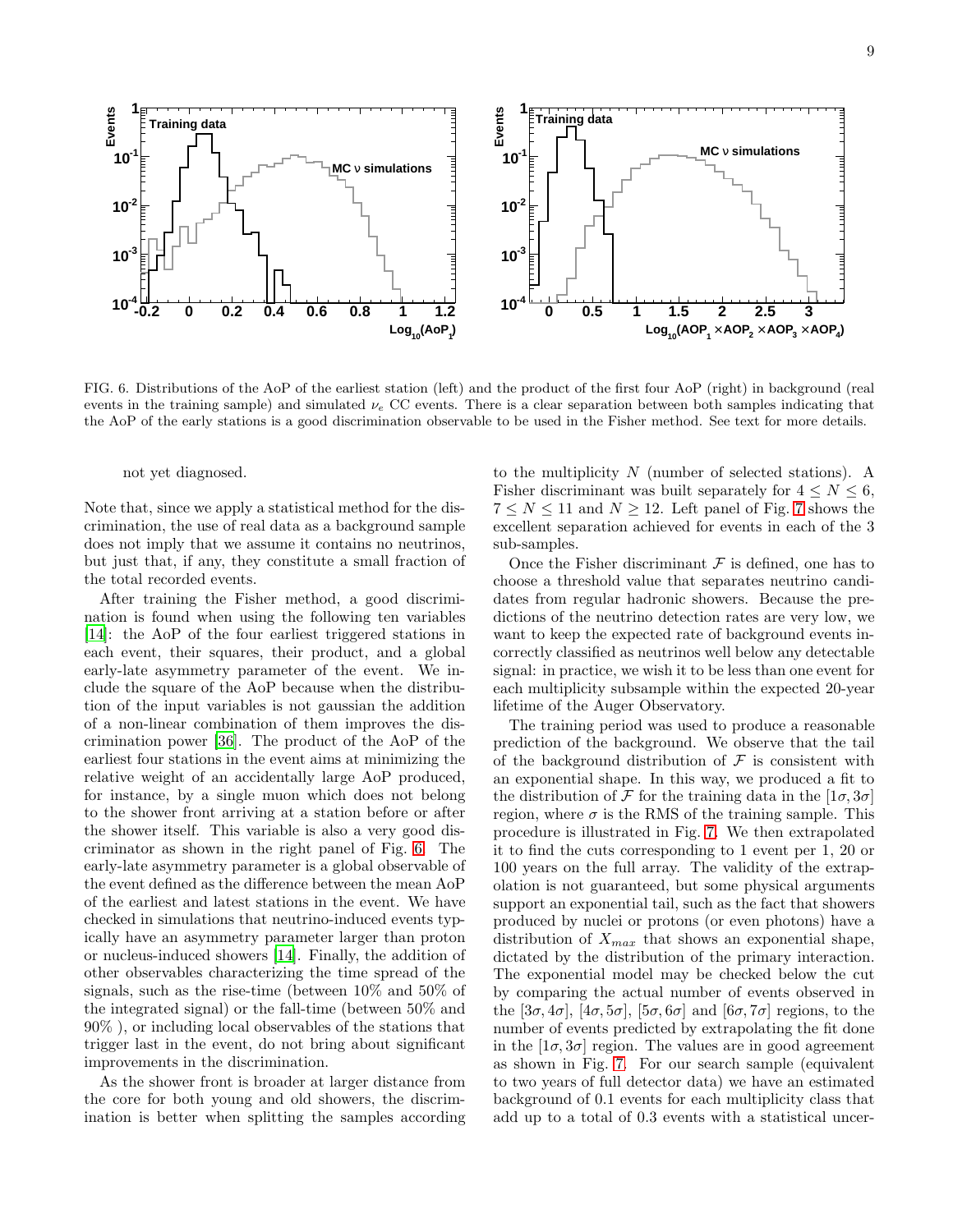FIG. 6. Distributions of the AoP of the earliest station (left) and the product of the first four AoP (right) in background (real events in the training sample) and simulated $\nu_e$ CC events. There is a clear separation between both samples indicating that the AoP of the early stations is a good discrimination observable to be used in the Fisher method. See text for more details.

not yet diagnosed.

Note that, since we apply a statistical method for the discrimination, the use of real data as a background sample does not imply that we assume it contains no neutrinos, but just that, if any, they constitute a small fraction of the total recorded events.

After training the Fisher method, a good discrimination is found when using the following ten variables [14]: the AoP of the four earliest triggered stations in each event, their squares, their product, and a global early-late asymmetry parameter of the event. We include the square of the AoP because when the distribution of the input variables is not gaussian the addition of a non-linear combination of them improves the discrimination power [36]. The product of the AoP of the earliest four stations in the event aims at minimizing the relative weight of an accidentally large AoP produced, for instance, by a single muon which does not belong to the shower front arriving at a station before or after the shower itself. This variable is also a very good discriminator as shown in the right panel of Fig. 6. The early-late asymmetry parameter is a global observable of the event defined as the difference between the mean AoP of the earliest and latest stations in the event. We have checked in simulations that neutrino-induced events typically have an asymmetry parameter larger than proton or nucleus-induced showers [14]. Finally, the addition of other observables characterizing the time spread of the signals, such as the rise-time (between 10% and 50% of the integrated signal) or the fall-time (between 50% and 90% ), or including local observables of the stations that trigger last in the event, do not bring about significant improvements in the discrimination.

As the shower front is broader at larger distance from the core for both young and old showers, the discrimination is better when splitting the samples according to the multiplicity $N$ (number of selected stations). A Fisher discriminant was built separately for $4 \leq N \leq 6$, $7 \leq N \leq 11$ and $N \geq 12$. Left panel of Fig. 7 shows the excellent separation achieved for events in each of the 3 sub-samples.

Once the Fisher discriminant $\mathcal{F}$ is defined, one has to choose a threshold value that separates neutrino candidates from regular hadronic showers. Because the predictions of the neutrino detection rates are very low, we want to keep the expected rate of background events incorrectly classified as neutrinos well below any detectable signal: in practice, we wish it to be less than one event for each multiplicity subsample within the expected 20-year lifetime of the Auger Observatory.

The training period was used to produce a reasonable prediction of the background. We observe that the tail of the background distribution of $\mathcal{F}$ is consistent with an exponential shape. In this way, we produced a fit to the distribution of $\mathcal{F}$ for the training data in the $[1\sigma, 3\sigma]$ region, where $\sigma$ is the RMS of the training sample. This procedure is illustrated in Fig. 7. We then extrapolated it to find the cuts corresponding to 1 event per 1, 20 or 100 years on the full array. The validity of the extrapolation is not guaranteed, but some physical arguments support an exponential tail, such as the fact that showers produced by nuclei or protons (or even photons) have a distribution of $X_{max}$ that shows an exponential shape, dictated by the distribution of the primary interaction. The exponential model may be checked below the cut by comparing the actual number of events observed in the $[3\sigma, 4\sigma]$, $[4\sigma, 5\sigma]$, $[5\sigma, 6\sigma]$ and $[6\sigma, 7\sigma]$ regions, to the number of events predicted by extrapolating the fit done in the $[1\sigma, 3\sigma]$ region. The values are in good agreement as shown in Fig. 7. For our search sample (equivalent to two years of full detector data) we have an estimated background of 0.1 events for each multiplicity class that add up to a total of 0.3 events with a statistical uncer-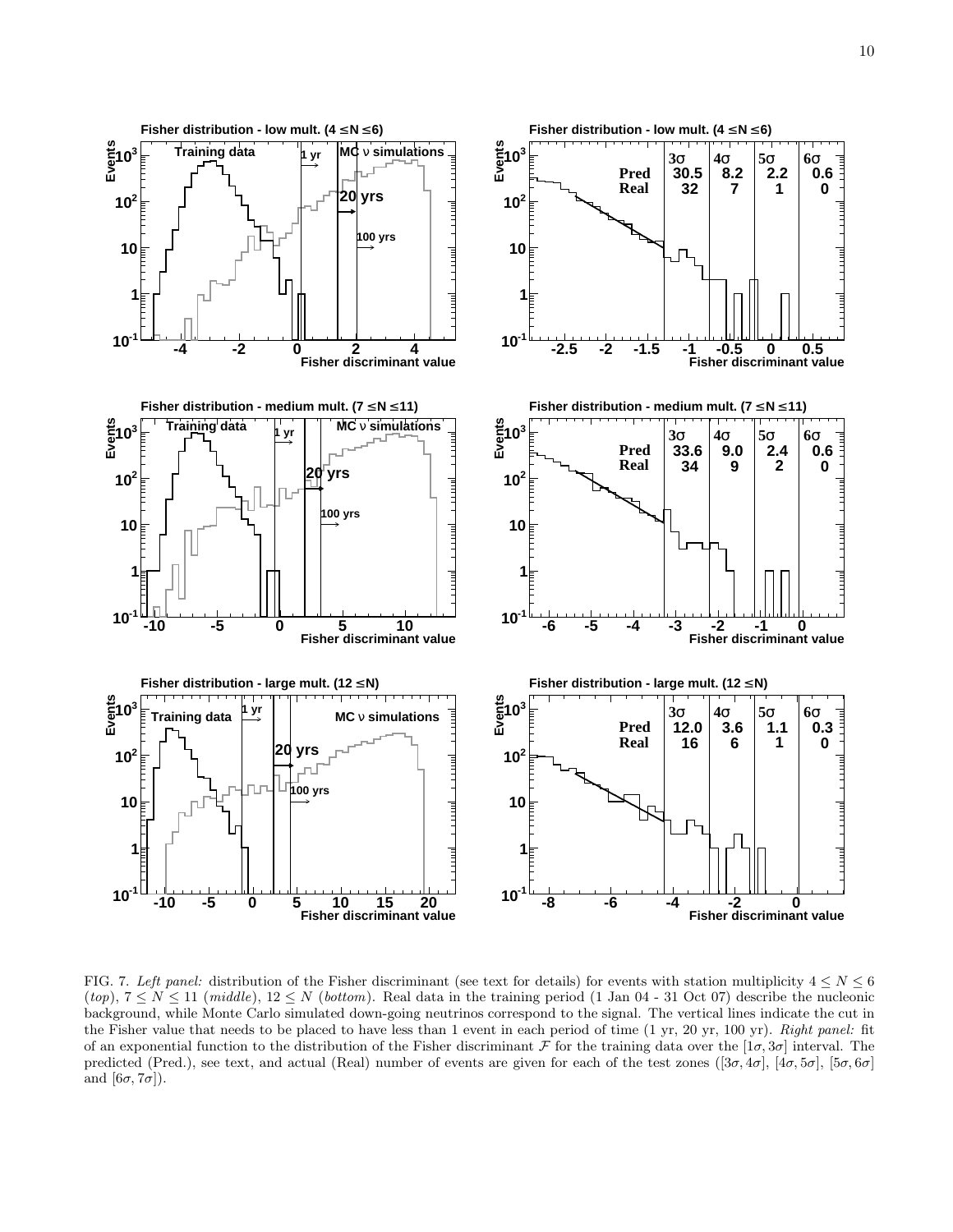FIG. 7. *Left panel:* distribution of the Fisher discriminant (see text for details) for events with station multiplicity $4 \le N \le 6$ (*top*), $7 \le N \le 11$ (*middle*), $12 \le N$ (*bottom*). Real data in the training period (1 Jan 04 - 31 Oct 07) describe the nucleonic background, while Monte Carlo simulated down-going neutrinos correspond to the signal. The vertical lines indicate the cut in the Fisher value that needs to be placed to have less than 1 event in each period of time (1 yr, 20 yr, 100 yr). *Right panel:* fit of an exponential function to the distribution of the Fisher discriminant $\mathcal{F}$ for the training data over the $[1\sigma, 3\sigma]$ interval. The predicted (Pred.), see text, and actual (Real) number of events are given for each of the test zones ($[3\sigma, 4\sigma]$, $[4\sigma, 5\sigma]$, $[5\sigma, 6\sigma]$ and $[6\sigma, 7\sigma]$).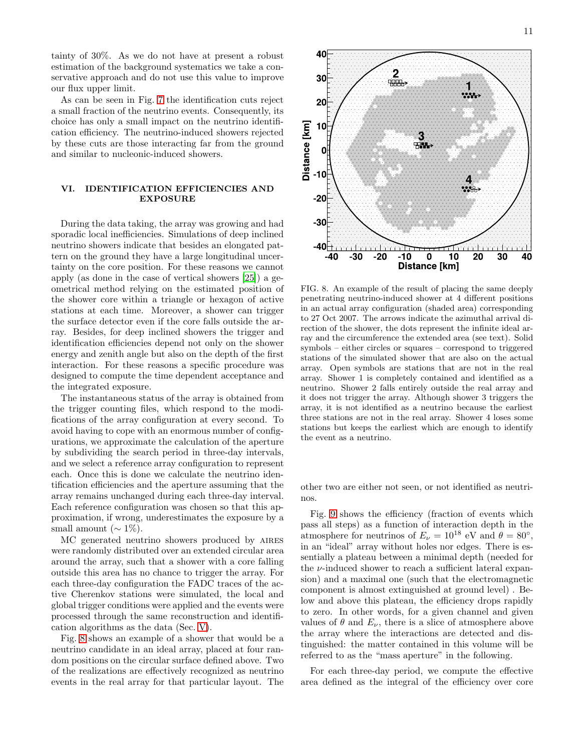tainty of 30%. As we do not have at present a robust estimation of the background systematics we take a conservative approach and do not use this value to improve our flux upper limit.

As can be seen in Fig. 7 the identification cuts reject a small fraction of the neutrino events. Consequently, its choice has only a small impact on the neutrino identification efficiency. The neutrino-induced showers rejected by these cuts are those interacting far from the ground and similar to nucleonic-induced showers.

## VI. IDENTIFICATION EFFICIENCIES AND EXPOSURE

During the data taking, the array was growing and had sporadic local inefficiencies. Simulations of deep inclined neutrino showers indicate that besides an elongated pattern on the ground they have a large longitudinal uncertainty on the core position. For these reasons we cannot apply (as done in the case of vertical showers [25]) a geometrical method relying on the estimated position of the shower core within a triangle or hexagon of active stations at each time. Moreover, a shower can trigger the surface detector even if the core falls outside the array. Besides, for deep inclined showers the trigger and identification efficiencies depend not only on the shower energy and zenith angle but also on the depth of the first interaction. For these reasons a specific procedure was designed to compute the time dependent acceptance and the integrated exposure.

The instantaneous status of the array is obtained from the trigger counting files, which respond to the modifications of the array configuration at every second. To avoid having to cope with an enormous number of configurations, we approximate the calculation of the aperture by subdividing the search period in three-day intervals, and we select a reference array configuration to represent each. Once this is done we calculate the neutrino identification efficiencies and the aperture assuming that the array remains unchanged during each three-day interval. Each reference configuration was chosen so that this approximation, if wrong, underestimates the exposure by a small amount ($\sim 1\%$).

MC generated neutrino showers produced by AIRES were randomly distributed over an extended circular area around the array, such that a shower with a core falling outside this area has no chance to trigger the array. For each three-day configuration the FADC traces of the active Cherenkov stations were simulated, the local and global trigger conditions were applied and the events were processed through the same reconstruction and identification algorithms as the data (Sec. V).

Fig. 8 shows an example of a shower that would be a neutrino candidate in an ideal array, placed at four random positions on the circular surface defined above. Two of the realizations are effectively recognized as neutrino events in the real array for that particular layout. The other two are either not seen, or not identified as neutrinos.

Distance [km]

Distance [km]

40
30
20
10
0
-10
-20
-30
-40

-40 -30 -20 -10 0 10 20 30 40

1
2
3
4

FIG. 8. An example of the result of placing the same deeply penetrating neutrino-induced shower at 4 different positions in an actual array configuration (shaded area) corresponding to 27 Oct 2007. The arrows indicate the azimuthal arrival direction of the shower, the dots represent the infinite ideal array and the circumference the extended area (see text). Solid symbols – either circles or squares – correspond to triggered stations of the simulated shower that are also on the actual array. Open symbols are stations that are not in the real array. Shower 1 is completely contained and identified as a neutrino. Shower 2 falls entirely outside the real array and it does not trigger the array. Although shower 3 triggers the array, it is not identified as a neutrino because the earliest three stations are not in the real array. Shower 4 loses some stations but keeps the earliest which are enough to identify the event as a neutrino.

Fig. 9 shows the efficiency (fraction of events which pass all steps) as a function of interaction depth in the atmosphere for neutrinos of $E_\nu = 10^{18}$ eV and $\theta = 80^\circ$, in an "ideal" array without holes nor edges. There is essentially a plateau between a minimal depth (needed for the $\nu$-induced shower to reach a sufficient lateral expansion) and a maximal one (such that the electromagnetic component is almost extinguished at ground level) . Below and above this plateau, the efficiency drops rapidly to zero. In other words, for a given channel and given values of $\theta$ and $E_\nu$, there is a slice of atmosphere above the array where the interactions are detected and distinguished: the matter contained in this volume will be referred to as the "mass aperture" in the following.

For each three-day period, we compute the effective area defined as the integral of the efficiency over core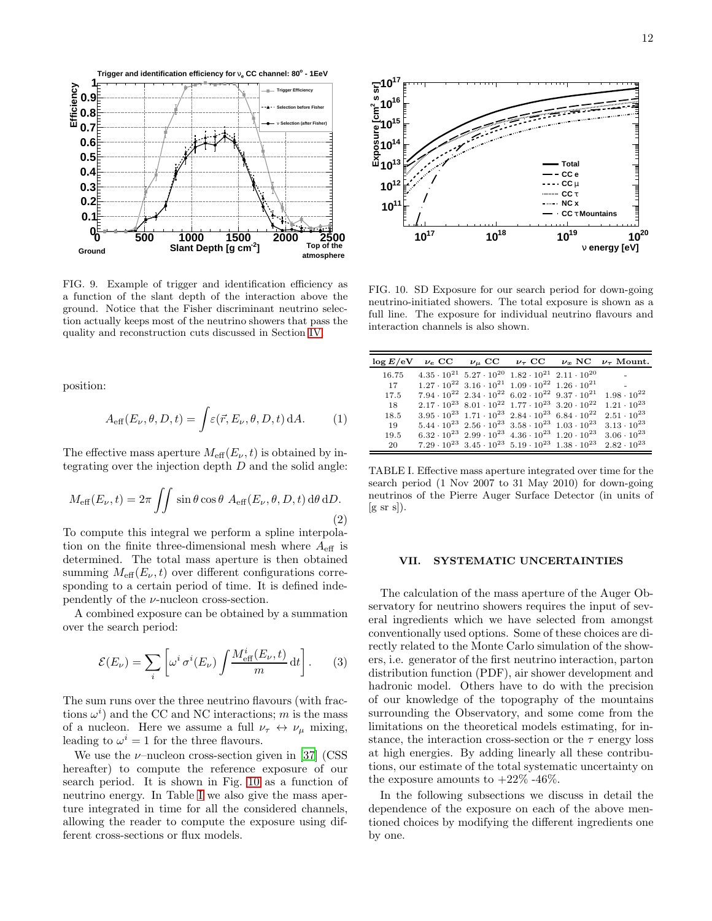FIG. 9. Example of trigger and identification efficiency as a function of the slant depth of the interaction above the ground. Notice that the Fisher discriminant neutrino selection actually keeps most of the neutrino showers that pass the quality and reconstruction cuts discussed in Section IV.

position:

$$A_{\rm eff}(E_\nu, \theta, D, t) = \int \varepsilon(\vec{r}, E_\nu, \theta, D, t)\, {\rm d}A. \qquad (1)$$

The effective mass aperture $M_{\rm eff}(E_\nu, t)$ is obtained by integrating over the injection depth $D$ and the solid angle:

$$M_{\rm eff}(E_\nu, t) = 2\pi \iint \sin\theta\cos\theta\ A_{\rm eff}(E_\nu, \theta, D, t)\, {\rm d}\theta\, {\rm d}D. \qquad (2)$$

To compute this integral we perform a spline interpolation on the finite three-dimensional mesh where $A_{\rm eff}$ is determined. The total mass aperture is then obtained summing $M_{\rm eff}(E_\nu, t)$ over different configurations corresponding to a certain period of time. It is defined independently of the $\nu$-nucleon cross-section.

A combined exposure can be obtained by a summation over the search period:

$$\mathcal{E}(E_\nu) = \sum_i \left[ \omega^i\, \sigma^i(E_\nu) \int \frac{M^i_{\rm eff}(E_\nu, t)}{m}\, {\rm d}t \right]. \qquad (3)$$

The sum runs over the three neutrino flavours (with fractions $\omega^i$) and the CC and NC interactions; $m$ is the mass of a nucleon. Here we assume a full $\nu_\tau \leftrightarrow \nu_\mu$ mixing, leading to $\omega^i = 1$ for the three flavours.

We use the $\nu$–nucleon cross-section given in [37] (CSS hereafter) to compute the reference exposure of our search period. It is shown in Fig. 10 as a function of neutrino energy. In Table I we also give the mass aperture integrated in time for all the considered channels, allowing the reader to compute the exposure using different cross-sections or flux models.

FIG. 10. SD Exposure for our search period for down-going neutrino-initiated showers. The total exposure is shown as a full line. The exposure for individual neutrino flavours and interaction channels is also shown.

| $\log E$/eV | $\nu_e$ CC | $\nu_\mu$ CC | $\nu_\tau$ CC | $\nu_x$ NC | $\nu_\tau$ Mount. |
|---|---|---|---|---|---|
| 16.75 | $4.35 \cdot 10^{21}$ | $5.27 \cdot 10^{20}$ | $1.82 \cdot 10^{21}$ | $2.11 \cdot 10^{20}$ | - |
| 17 | $1.27 \cdot 10^{22}$ | $3.16 \cdot 10^{21}$ | $1.09 \cdot 10^{22}$ | $1.26 \cdot 10^{21}$ | - |
| 17.5 | $7.94 \cdot 10^{22}$ | $2.34 \cdot 10^{22}$ | $6.02 \cdot 10^{22}$ | $9.37 \cdot 10^{21}$ | $1.98 \cdot 10^{22}$ |
| 18 | $2.17 \cdot 10^{23}$ | $8.01 \cdot 10^{22}$ | $1.77 \cdot 10^{23}$ | $3.20 \cdot 10^{22}$ | $1.21 \cdot 10^{23}$ |
| 18.5 | $3.95 \cdot 10^{23}$ | $1.71 \cdot 10^{23}$ | $2.84 \cdot 10^{23}$ | $6.84 \cdot 10^{22}$ | $2.51 \cdot 10^{23}$ |
| 19 | $5.44 \cdot 10^{23}$ | $2.56 \cdot 10^{23}$ | $3.58 \cdot 10^{23}$ | $1.03 \cdot 10^{23}$ | $3.13 \cdot 10^{23}$ |
| 19.5 | $6.32 \cdot 10^{23}$ | $2.99 \cdot 10^{23}$ | $4.36 \cdot 10^{23}$ | $1.20 \cdot 10^{23}$ | $3.06 \cdot 10^{23}$ |
| 20 | $7.29 \cdot 10^{23}$ | $3.45 \cdot 10^{23}$ | $5.19 \cdot 10^{23}$ | $1.38 \cdot 10^{23}$ | $2.82 \cdot 10^{23}$ |

TABLE I. Effective mass aperture integrated over time for the search period (1 Nov 2007 to 31 May 2010) for down-going neutrinos of the Pierre Auger Surface Detector (in units of [g sr s]).

## VII. SYSTEMATIC UNCERTAINTIES

The calculation of the mass aperture of the Auger Observatory for neutrino showers requires the input of several ingredients which we have selected from amongst conventionally used options. Some of these choices are directly related to the Monte Carlo simulation of the showers, i.e. generator of the first neutrino interaction, parton distribution function (PDF), air shower development and hadronic model. Others have to do with the precision of our knowledge of the topography of the mountains surrounding the Observatory, and some come from the limitations on the theoretical models estimating, for instance, the interaction cross-section or the $\tau$ energy loss at high energies. By adding linearly all these contributions, our estimate of the total systematic uncertainty on the exposure amounts to +22% -46%.

In the following subsections we discuss in detail the dependence of the exposure on each of the above mentioned choices by modifying the different ingredients one by one.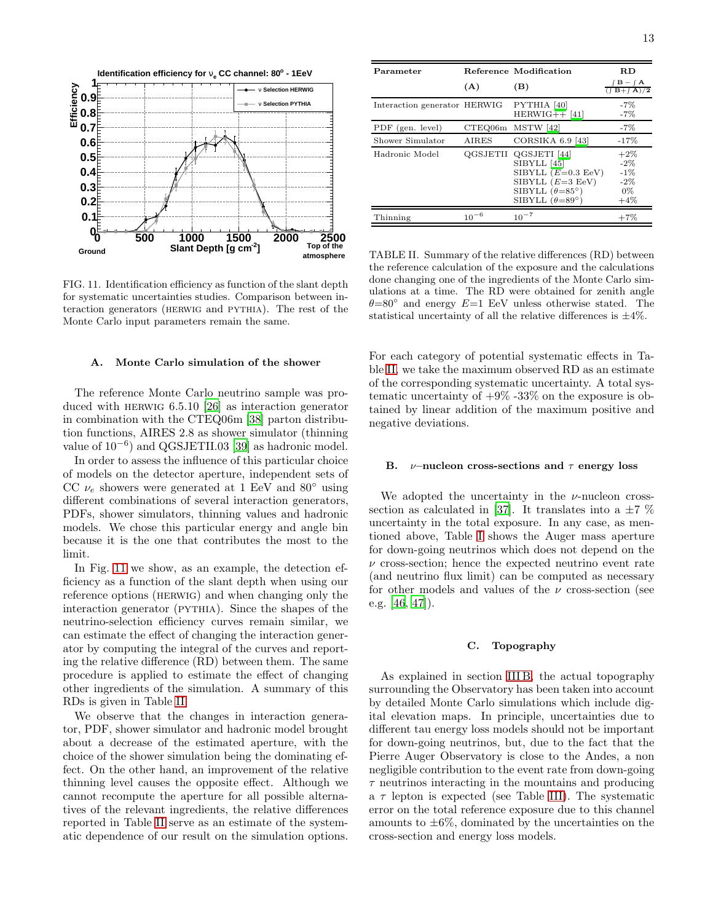FIG. 11. Identification efficiency as function of the slant depth for systematic uncertainties studies. Comparison between interaction generators (HERWIG and PYTHIA). The rest of the Monte Carlo input parameters remain the same.

### A. Monte Carlo simulation of the shower

The reference Monte Carlo neutrino sample was produced with HERWIG 6.5.10 [26] as interaction generator in combination with the CTEQ06m [38] parton distribution functions, AIRES 2.8 as shower simulator (thinning value of $10^{-6}$) and QGSJETII.03 [39] as hadronic model.

In order to assess the influence of this particular choice of models on the detector aperture, independent sets of CC $\nu_e$ showers were generated at 1 EeV and 80° using different combinations of several interaction generators, PDFs, shower simulators, thinning values and hadronic models. We chose this particular energy and angle bin because it is the one that contributes the most to the limit.

In Fig. 11 we show, as an example, the detection efficiency as a function of the slant depth when using our reference options (HERWIG) and when changing only the interaction generator (PYTHIA). Since the shapes of the neutrino-selection efficiency curves remain similar, we can estimate the effect of changing the interaction generator by computing the integral of the curves and reporting the relative difference (RD) between them. The same procedure is applied to estimate the effect of changing other ingredients of the simulation. A summary of this RDs is given in Table II.

We observe that the changes in interaction generator, PDF, shower simulator and hadronic model brought about a decrease of the estimated aperture, with the choice of the shower simulation being the dominating effect. On the other hand, an improvement of the relative thinning level causes the opposite effect. Although we cannot recompute the aperture for all possible alternatives of the relevant ingredients, the relative differences reported in Table II serve as an estimate of the systematic dependence of our result on the simulation options.

| Parameter | Reference (A) | Modification (B) | RD $\frac{\int B - \int A}{(\int B + \int A)/2}$ |
|---|---|---|---|
| Interaction generator | HERWIG | PYTHIA [40] | -7% |
| | | HERWIG++ [41] | -7% |
| PDF (gen. level) | CTEQ06m | MSTW [42] | -7% |
| Shower Simulator | AIRES | CORSIKA 6.9 [43] | -17% |
| Hadronic Model | QGSJETII | QGSJETI [44] | +2% |
| | | SIBYLL [45] | -2% |
| | | SIBYLL ($E$=0.3 EeV) | -1% |
| | | SIBYLL ($E$=3 EeV) | -2% |
| | | SIBYLL ($\theta$=85°) | 0% |
| | | SIBYLL ($\theta$=89°) | +4% |
| Thinning | $10^{-6}$ | $10^{-7}$ | +7% |

TABLE II. Summary of the relative differences (RD) between the reference calculation of the exposure and the calculations done changing one of the ingredients of the Monte Carlo simulations at a time. The RD were obtained for zenith angle $\theta$=80° and energy $E$=1 EeV unless otherwise stated. The statistical uncertainty of all the relative differences is ±4%.

For each category of potential systematic effects in Table II, we take the maximum observed RD as an estimate of the corresponding systematic uncertainty. A total systematic uncertainty of +9% -33% on the exposure is obtained by linear addition of the maximum positive and negative deviations.

### B. $\nu$–nucleon cross-sections and $\tau$ energy loss

We adopted the uncertainty in the $\nu$-nucleon cross-section as calculated in [37]. It translates into a ±7 % uncertainty in the total exposure. In any case, as mentioned above, Table I shows the Auger mass aperture for down-going neutrinos which does not depend on the $\nu$ cross-section; hence the expected neutrino event rate (and neutrino flux limit) can be computed as necessary for other models and values of the $\nu$ cross-section (see e.g. [46, 47]).

### C. Topography

As explained in section III B, the actual topography surrounding the Observatory has been taken into account by detailed Monte Carlo simulations which include digital elevation maps. In principle, uncertainties due to different tau energy loss models should not be important for down-going neutrinos, but, due to the fact that the Pierre Auger Observatory is close to the Andes, a non negligible contribution to the event rate from down-going $\tau$ neutrinos interacting in the mountains and producing a $\tau$ lepton is expected (see Table III). The systematic error on the total reference exposure due to this channel amounts to ±6%, dominated by the uncertainties on the cross-section and energy loss models.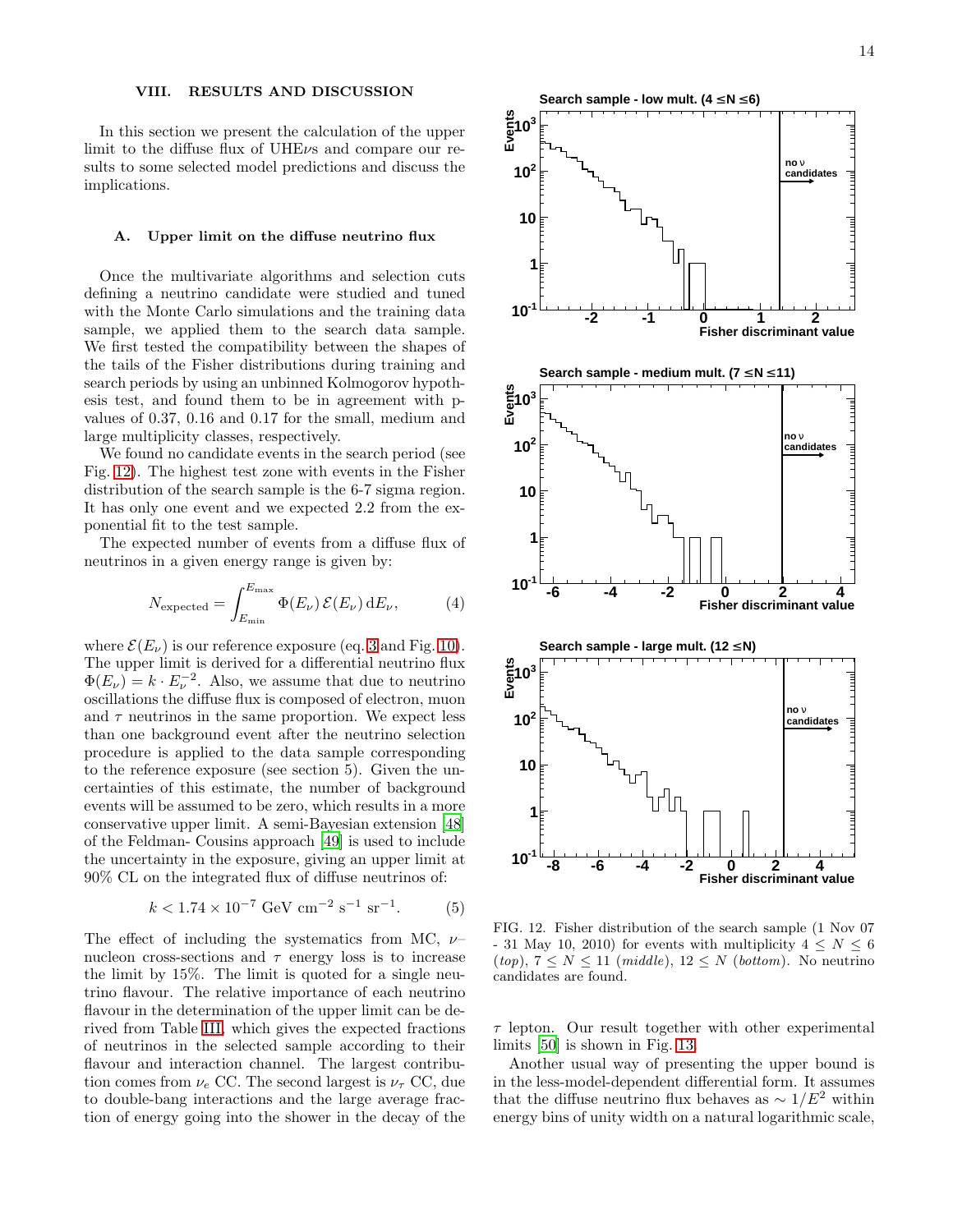## VIII. RESULTS AND DISCUSSION

In this section we present the calculation of the upper limit to the diffuse flux of UHE$\nu$s and compare our results to some selected model predictions and discuss the implications.

### A. Upper limit on the diffuse neutrino flux

Once the multivariate algorithms and selection cuts defining a neutrino candidate were studied and tuned with the Monte Carlo simulations and the training data sample, we applied them to the search data sample. We first tested the compatibility between the shapes of the tails of the Fisher distributions during training and search periods by using an unbinned Kolmogorov hypothesis test, and found them to be in agreement with p-values of 0.37, 0.16 and 0.17 for the small, medium and large multiplicity classes, respectively.

We found no candidate events in the search period (see Fig. 12). The highest test zone with events in the Fisher distribution of the search sample is the 6-7 sigma region. It has only one event and we expected 2.2 from the exponential fit to the test sample.

The expected number of events from a diffuse flux of neutrinos in a given energy range is given by:

$$N_{\text{expected}} = \int_{E_{\min}}^{E_{\max}} \Phi(E_\nu)\, \mathcal{E}(E_\nu)\, \mathrm{d}E_\nu, \tag{4}$$

where $\mathcal{E}(E_\nu)$ is our reference exposure (eq. 3 and Fig. 10). The upper limit is derived for a differential neutrino flux $\Phi(E_\nu) = k \cdot E_\nu^{-2}$. Also, we assume that due to neutrino oscillations the diffuse flux is composed of electron, muon and $\tau$ neutrinos in the same proportion. We expect less than one background event after the neutrino selection procedure is applied to the data sample corresponding to the reference exposure (see section 5). Given the uncertainties of this estimate, the number of background events will be assumed to be zero, which results in a more conservative upper limit. A semi-Bayesian extension [48] of the Feldman- Cousins approach [49] is used to include the uncertainty in the exposure, giving an upper limit at 90% CL on the integrated flux of diffuse neutrinos of:

$$k < 1.74 \times 10^{-7}\ \text{GeV cm}^{-2}\ \text{s}^{-1}\ \text{sr}^{-1}. \tag{5}$$

The effect of including the systematics from MC, $\nu$–nucleon cross-sections and $\tau$ energy loss is to increase the limit by 15%. The limit is quoted for a single neutrino flavour. The relative importance of each neutrino flavour in the determination of the upper limit can be derived from Table III, which gives the expected fractions of neutrinos in the selected sample according to their flavour and interaction channel. The largest contribution comes from $\nu_e$ CC. The second largest is $\nu_\tau$ CC, due to double-bang interactions and the large average fraction of energy going into the shower in the decay of the $\tau$ lepton. Our result together with other experimental limits [50] is shown in Fig. 13.

Another usual way of presenting the upper bound is in the less-model-dependent differential form. It assumes that the diffuse neutrino flux behaves as $\sim 1/E^2$ within energy bins of unity width on a natural logarithmic scale,

FIG. 12. Fisher distribution of the search sample (1 Nov 07 - 31 May 10, 2010) for events with multiplicity $4 \le N \le 6$ (*top*), $7 \le N \le 11$ (*middle*), $12 \le N$ (*bottom*). No neutrino candidates are found.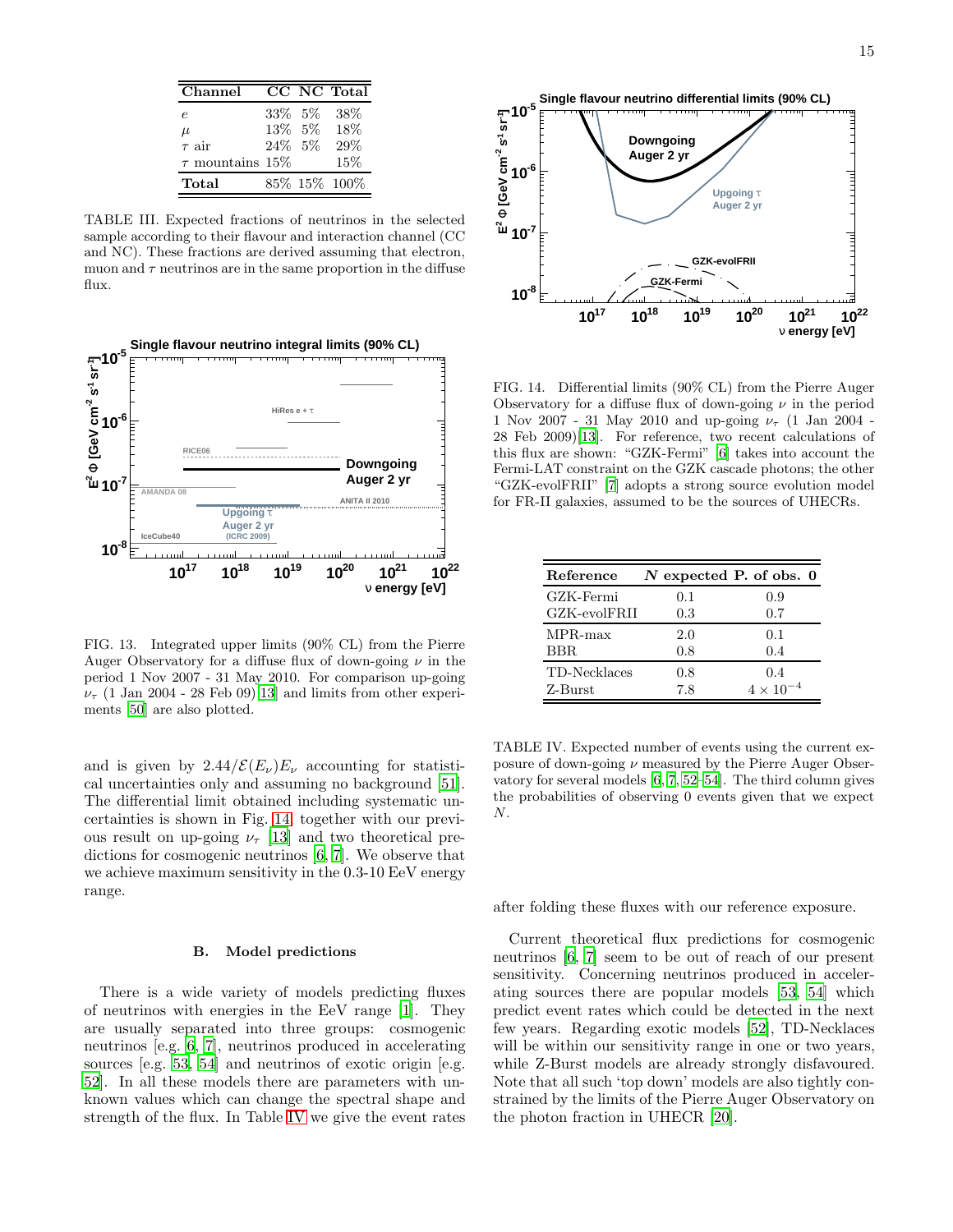| Channel | CC | NC | Total |
|---|---|---|---|
| $e$ | 33% | 5% | 38% |
| $\mu$ | 13% | 5% | 18% |
| $\tau$ air | 24% | 5% | 29% |
| $\tau$ mountains | 15% | | 15% |
| **Total** | 85% | 15% | 100% |

TABLE III. Expected fractions of neutrinos in the selected sample according to their flavour and interaction channel (CC and NC). These fractions are derived assuming that electron, muon and $\tau$ neutrinos are in the same proportion in the diffuse flux.

FIG. 13. Integrated upper limits (90% CL) from the Pierre Auger Observatory for a diffuse flux of down-going $\nu$ in the period 1 Nov 2007 - 31 May 2010. For comparison up-going $\nu_\tau$ (1 Jan 2004 - 28 Feb 09) [13] and limits from other experiments [50] are also plotted.

and is given by $2.44/\mathcal{E}(E_\nu)E_\nu$ accounting for statistical uncertainties only and assuming no background [51]. The differential limit obtained including systematic uncertainties is shown in Fig. 14 together with our previous result on up-going $\nu_\tau$ [13] and two theoretical predictions for cosmogenic neutrinos [6, 7]. We observe that we achieve maximum sensitivity in the 0.3-10 EeV energy range.

### B. Model predictions

There is a wide variety of models predicting fluxes of neutrinos with energies in the EeV range [1]. They are usually separated into three groups: cosmogenic neutrinos [e.g. 6, 7], neutrinos produced in accelerating sources [e.g. 53, 54] and neutrinos of exotic origin [e.g. 52]. In all these models there are parameters with unknown values which can change the spectral shape and strength of the flux. In Table IV we give the event rates after folding these fluxes with our reference exposure.

FIG. 14. Differential limits (90% CL) from the Pierre Auger Observatory for a diffuse flux of down-going $\nu$ in the period 1 Nov 2007 - 31 May 2010 and up-going $\nu_\tau$ (1 Jan 2004 - 28 Feb 2009)[13]. For reference, two recent calculations of this flux are shown: "GZK-Fermi" [6] takes into account the Fermi-LAT constraint on the GZK cascade photons; the other "GZK-evolFRII" [7] adopts a strong source evolution model for FR-II galaxies, assumed to be the sources of UHECRs.

| Reference | $N$ expected | P. of obs. 0 |
|---|---|---|
| GZK-Fermi | 0.1 | 0.9 |
| GZK-evolFRII | 0.3 | 0.7 |
| MPR-max | 2.0 | 0.1 |
| BBR | 0.8 | 0.4 |
| TD-Necklaces | 0.8 | 0.4 |
| Z-Burst | 7.8 | $4 \times 10^{-4}$ |

TABLE IV. Expected number of events using the current exposure of down-going $\nu$ measured by the Pierre Auger Observatory for several models [6, 7, 52–54]. The third column gives the probabilities of observing 0 events given that we expect $N$.

Current theoretical flux predictions for cosmogenic neutrinos [6, 7] seem to be out of reach of our present sensitivity. Concerning neutrinos produced in accelerating sources there are popular models [53, 54] which predict event rates which could be detected in the next few years. Regarding exotic models [52], TD-Necklaces will be within our sensitivity range in one or two years, while Z-Burst models are already strongly disfavoured. Note that all such 'top down' models are also tightly constrained by the limits of the Pierre Auger Observatory on the photon fraction in UHECR [20].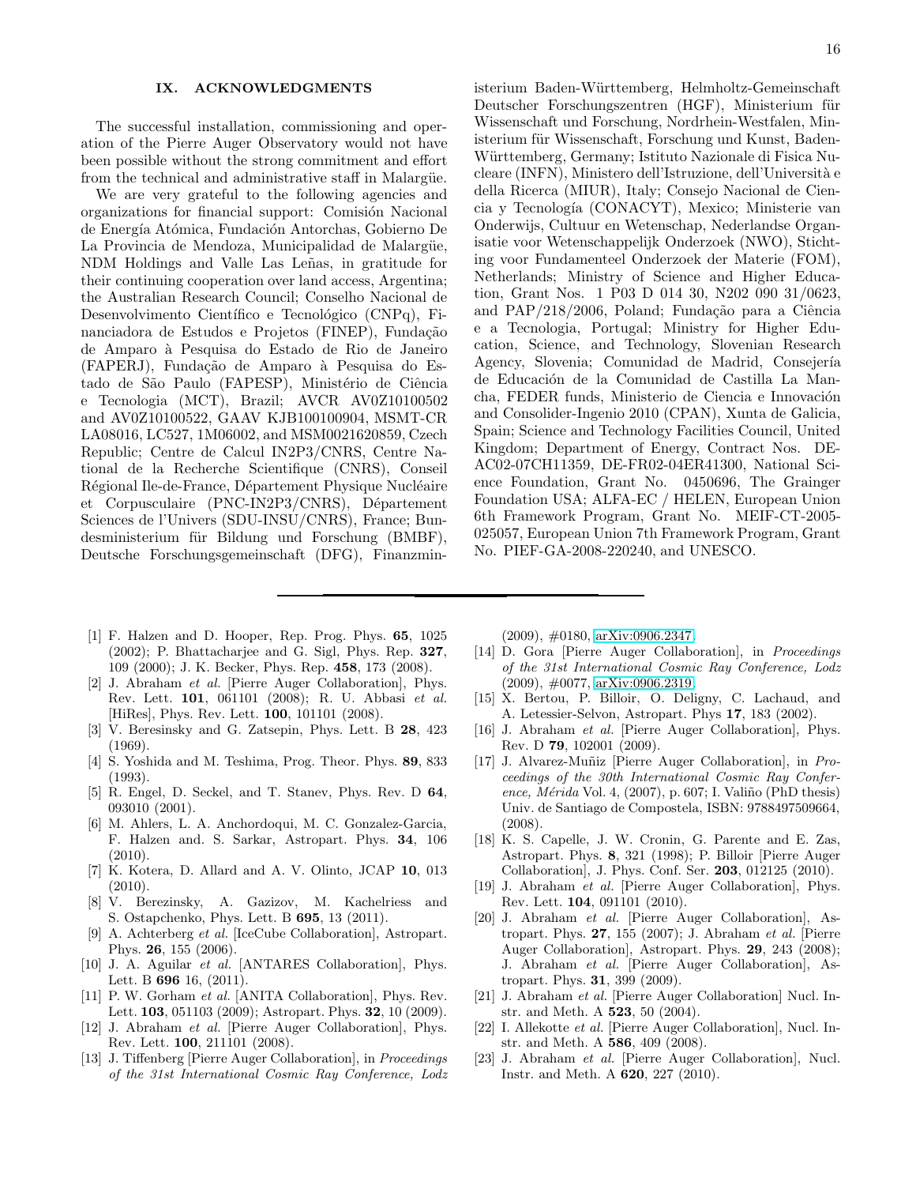## IX. ACKNOWLEDGMENTS

The successful installation, commissioning and operation of the Pierre Auger Observatory would not have been possible without the strong commitment and effort from the technical and administrative staff in Malargüe.

We are very grateful to the following agencies and organizations for financial support: Comisión Nacional de Energía Atómica, Fundación Antorchas, Gobierno De La Provincia de Mendoza, Municipalidad de Malargüe, NDM Holdings and Valle Las Leñas, in gratitude for their continuing cooperation over land access, Argentina; the Australian Research Council; Conselho Nacional de Desenvolvimento Científico e Tecnológico (CNPq), Financiadora de Estudos e Projetos (FINEP), Fundação de Amparo à Pesquisa do Estado de Rio de Janeiro (FAPERJ), Fundação de Amparo à Pesquisa do Estado de São Paulo (FAPESP), Ministério de Ciência e Tecnologia (MCT), Brazil; AVCR AV0Z10100502 and AV0Z10100522, GAAV KJB100100904, MSMT-CR LA08016, LC527, 1M06002, and MSM0021620859, Czech Republic; Centre de Calcul IN2P3/CNRS, Centre National de la Recherche Scientifique (CNRS), Conseil Régional Ile-de-France, Département Physique Nucléaire et Corpusculaire (PNC-IN2P3/CNRS), Département Sciences de l'Univers (SDU-INSU/CNRS), France; Bundesministerium für Bildung und Forschung (BMBF), Deutsche Forschungsgemeinschaft (DFG), Finanzministerium Baden-Württemberg, Helmholtz-Gemeinschaft Deutscher Forschungszentren (HGF), Ministerium für Wissenschaft und Forschung, Nordrhein-Westfalen, Ministerium für Wissenschaft, Forschung und Kunst, Baden-Württemberg, Germany; Istituto Nazionale di Fisica Nucleare (INFN), Ministero dell'Istruzione, dell'Università e della Ricerca (MIUR), Italy; Consejo Nacional de Ciencia y Tecnología (CONACYT), Mexico; Ministerie van Onderwijs, Cultuur en Wetenschap, Nederlandse Organisatie voor Wetenschappelijk Onderzoek (NWO), Stichting voor Fundamenteel Onderzoek der Materie (FOM), Netherlands; Ministry of Science and Higher Education, Grant Nos. 1 P03 D 014 30, N202 090 31/0623, and PAP/218/2006, Poland; Fundação para a Ciência e a Tecnologia, Portugal; Ministry for Higher Education, Science, and Technology, Slovenian Research Agency, Slovenia; Comunidad de Madrid, Consejería de Educación de la Comunidad de Castilla La Mancha, FEDER funds, Ministerio de Ciencia e Innovación and Consolider-Ingenio 2010 (CPAN), Xunta de Galicia, Spain; Science and Technology Facilities Council, United Kingdom; Department of Energy, Contract Nos. DE-AC02-07CH11359, DE-FR02-04ER41300, National Science Foundation, Grant No. 0450696, The Grainger Foundation USA; ALFA-EC / HELEN, European Union 6th Framework Program, Grant No. MEIF-CT-2005-025057, European Union 7th Framework Program, Grant No. PIEF-GA-2008-220240, and UNESCO.

---

[1] F. Halzen and D. Hooper, Rep. Prog. Phys. **65**, 1025 (2002); P. Bhattacharjee and G. Sigl, Phys. Rep. **327**, 109 (2000); J. K. Becker, Phys. Rep. **458**, 173 (2008).

[2] J. Abraham *et al.* [Pierre Auger Collaboration], Phys. Rev. Lett. **101**, 061101 (2008); R. U. Abbasi *et al.* [HiRes], Phys. Rev. Lett. **100**, 101101 (2008).

[3] V. Beresinsky and G. Zatsepin, Phys. Lett. B **28**, 423 (1969).

[4] S. Yoshida and M. Teshima, Prog. Theor. Phys. **89**, 833 (1993).

[5] R. Engel, D. Seckel, and T. Stanev, Phys. Rev. D **64**, 093010 (2001).

[6] M. Ahlers, L. A. Anchordoqui, M. C. Gonzalez-Garcia, F. Halzen and. S. Sarkar, Astropart. Phys. **34**, 106 (2010).

[7] K. Kotera, D. Allard and A. V. Olinto, JCAP **10**, 013 (2010).

[8] V. Berezinsky, A. Gazizov, M. Kachelriess and S. Ostapchenko, Phys. Lett. B **695**, 13 (2011).

[9] A. Achterberg *et al.* [IceCube Collaboration], Astropart. Phys. **26**, 155 (2006).

[10] J. A. Aguilar *et al.* [ANTARES Collaboration], Phys. Lett. B **696** 16, (2011).

[11] P. W. Gorham *et al.* [ANITA Collaboration], Phys. Rev. Lett. **103**, 051103 (2009); Astropart. Phys. **32**, 10 (2009).

[12] J. Abraham *et al.* [Pierre Auger Collaboration], Phys. Rev. Lett. **100**, 211101 (2008).

[13] J. Tiffenberg [Pierre Auger Collaboration], in *Proceedings of the 31st International Cosmic Ray Conference, Lodz* (2009), #0180, arXiv:0906.2347.

[14] D. Gora [Pierre Auger Collaboration], in *Proceedings of the 31st International Cosmic Ray Conference, Lodz* (2009), #0077, arXiv:0906.2319.

[15] X. Bertou, P. Billoir, O. Deligny, C. Lachaud, and A. Letessier-Selvon, Astropart. Phys **17**, 183 (2002).

[16] J. Abraham *et al.* [Pierre Auger Collaboration], Phys. Rev. D **79**, 102001 (2009).

[17] J. Alvarez-Muñiz [Pierre Auger Collaboration], in *Proceedings of the 30th International Cosmic Ray Conference, Mérida* Vol. 4, (2007), p. 607; I. Valiño (PhD thesis) Univ. de Santiago de Compostela, ISBN: 9788497509664, (2008).

[18] K. S. Capelle, J. W. Cronin, G. Parente and E. Zas, Astropart. Phys. **8**, 321 (1998); P. Billoir [Pierre Auger Collaboration], J. Phys. Conf. Ser. **203**, 012125 (2010).

[19] J. Abraham *et al.* [Pierre Auger Collaboration], Phys. Rev. Lett. **104**, 091101 (2010).

[20] J. Abraham *et al.* [Pierre Auger Collaboration], Astropart. Phys. **27**, 155 (2007); J. Abraham *et al.* [Pierre Auger Collaboration], Astropart. Phys. **29**, 243 (2008); J. Abraham *et al.* [Pierre Auger Collaboration], Astropart. Phys. **31**, 399 (2009).

[21] J. Abraham *et al.* [Pierre Auger Collaboration] Nucl. Instr. and Meth. A **523**, 50 (2004).

[22] I. Allekotte *et al.* [Pierre Auger Collaboration], Nucl. Instr. and Meth. A **586**, 409 (2008).

[23] J. Abraham *et al.* [Pierre Auger Collaboration], Nucl. Instr. and Meth. A **620**, 227 (2010).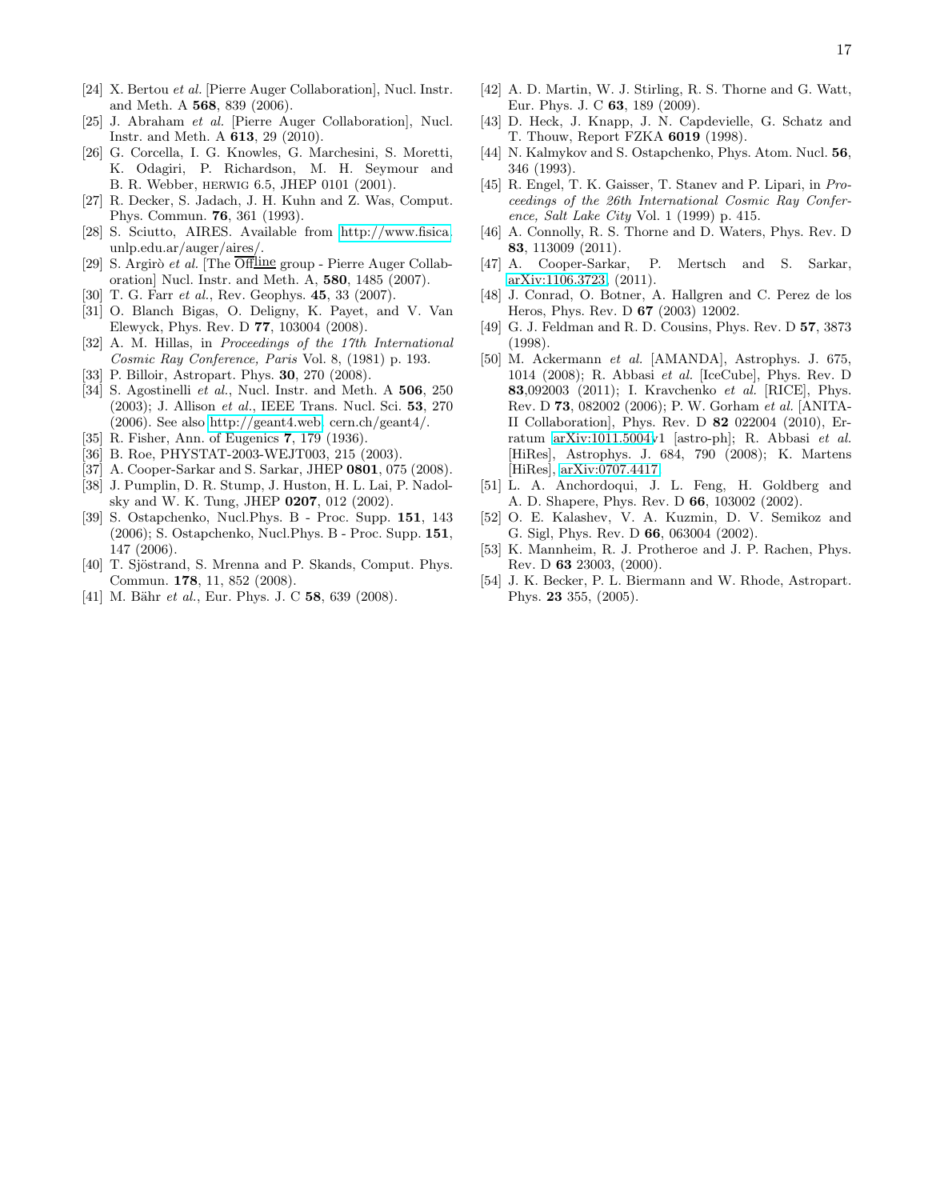[24] X. Bertou *et al.* [Pierre Auger Collaboration], Nucl. Instr. and Meth. A **568**, 839 (2006).

[25] J. Abraham *et al.* [Pierre Auger Collaboration], Nucl. Instr. and Meth. A **613**, 29 (2010).

[26] G. Corcella, I. G. Knowles, G. Marchesini, S. Moretti, K. Odagiri, P. Richardson, M. H. Seymour and B. R. Webber, HERWIG 6.5, JHEP 0101 (2001).

[27] R. Decker, S. Jadach, J. H. Kuhn and Z. Was, Comput. Phys. Commun. **76**, 361 (1993).

[28] S. Sciutto, AIRES. Available from http://www.fisica.unlp.edu.ar/auger/aires/.

[29] S. Argirò *et al.* [The $\overline{\text{Off}}\underline{\text{line}}$ group - Pierre Auger Collaboration] Nucl. Instr. and Meth. A, **580**, 1485 (2007).

[30] T. G. Farr *et al.*, Rev. Geophys. **45**, 33 (2007).

[31] O. Blanch Bigas, O. Deligny, K. Payet, and V. Van Elewyck, Phys. Rev. D **77**, 103004 (2008).

[32] A. M. Hillas, in *Proceedings of the 17th International Cosmic Ray Conference, Paris* Vol. 8, (1981) p. 193.

[33] P. Billoir, Astropart. Phys. **30**, 270 (2008).

[34] S. Agostinelli *et al.*, Nucl. Instr. and Meth. A **506**, 250 (2003); J. Allison *et al.*, IEEE Trans. Nucl. Sci. **53**, 270 (2006). See also http://geant4.web.cern.ch/geant4/.

[35] R. Fisher, Ann. of Eugenics **7**, 179 (1936).

[36] B. Roe, PHYSTAT-2003-WEJT003, 215 (2003).

[37] A. Cooper-Sarkar and S. Sarkar, JHEP **0801**, 075 (2008).

[38] J. Pumplin, D. R. Stump, J. Huston, H. L. Lai, P. Nadolsky and W. K. Tung, JHEP **0207**, 012 (2002).

[39] S. Ostapchenko, Nucl.Phys. B - Proc. Supp. **151**, 143 (2006); S. Ostapchenko, Nucl.Phys. B - Proc. Supp. **151**, 147 (2006).

[40] T. Sjöstrand, S. Mrenna and P. Skands, Comput. Phys. Commun. **178**, 11, 852 (2008).

[41] M. Bähr *et al.*, Eur. Phys. J. C **58**, 639 (2008).

[42] A. D. Martin, W. J. Stirling, R. S. Thorne and G. Watt, Eur. Phys. J. C **63**, 189 (2009).

[43] D. Heck, J. Knapp, J. N. Capdevielle, G. Schatz and T. Thouw, Report FZKA **6019** (1998).

[44] N. Kalmykov and S. Ostapchenko, Phys. Atom. Nucl. **56**, 346 (1993).

[45] R. Engel, T. K. Gaisser, T. Stanev and P. Lipari, in *Proceedings of the 26th International Cosmic Ray Conference, Salt Lake City* Vol. 1 (1999) p. 415.

[46] A. Connolly, R. S. Thorne and D. Waters, Phys. Rev. D **83**, 113009 (2011).

[47] A. Cooper-Sarkar, P. Mertsch and S. Sarkar, arXiv:1106.3723, (2011).

[48] J. Conrad, O. Botner, A. Hallgren and C. Perez de los Heros, Phys. Rev. D **67** (2003) 12002.

[49] G. J. Feldman and R. D. Cousins, Phys. Rev. D **57**, 3873 (1998).

[50] M. Ackermann *et al.* [AMANDA], Astrophys. J. 675, 1014 (2008); R. Abbasi *et al.* [IceCube], Phys. Rev. D **83**,092003 (2011); I. Kravchenko *et al.* [RICE], Phys. Rev. D **73**, 082002 (2006); P. W. Gorham *et al.* [ANITA-II Collaboration], Phys. Rev. D **82** 022004 (2010), Erratum arXiv:1011.5004v1 [astro-ph]; R. Abbasi *et al.* [HiRes], Astrophys. J. 684, 790 (2008); K. Martens [HiRes], arXiv:0707.4417.

[51] L. A. Anchordoqui, J. L. Feng, H. Goldberg and A. D. Shapere, Phys. Rev. D **66**, 103002 (2002).

[52] O. E. Kalashev, V. A. Kuzmin, D. V. Semikoz and G. Sigl, Phys. Rev. D **66**, 063004 (2002).

[53] K. Mannheim, R. J. Protheroe and J. P. Rachen, Phys. Rev. D **63** 23003, (2000).

[54] J. K. Becker, P. L. Biermann and W. Rhode, Astropart. Phys. **23** 355, (2005).